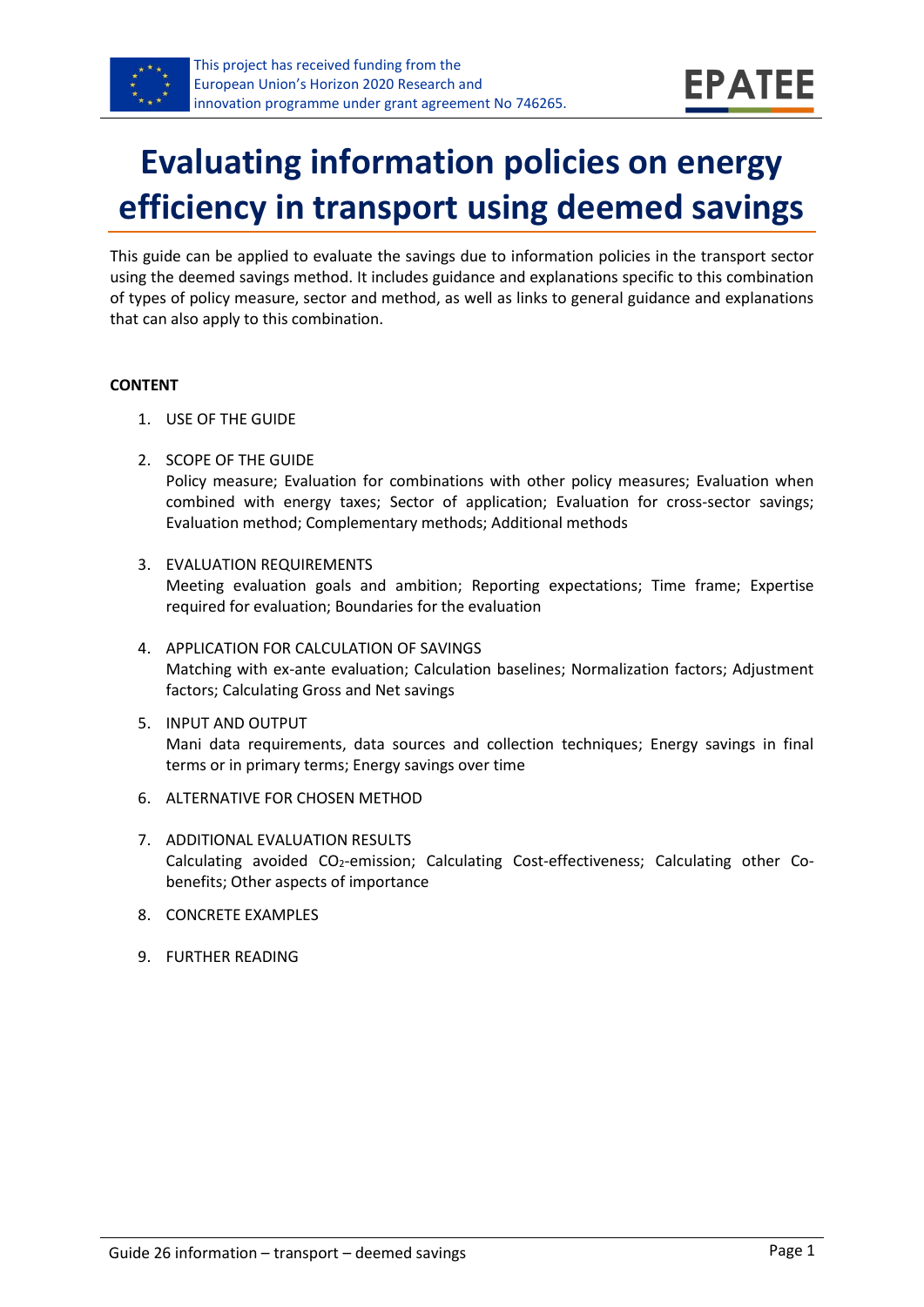This project has received funding from the European Union's Horizon 2020 Research and innovation programme under grant agreement No 746265.

EPATEE

# Evaluating information policies on energy efficiency in transport using deemed savings

This guide can be applied to evaluate the savings due to information policies in the transport sector using the deemed savings method. It includes guidance and explanations specific to this combination of types of policy measure, sector and method, as well as links to general guidance and explanations that can also apply to this combination.

**CONTENT**

1. USE OF THE GUIDE
2. SCOPE OF THE GUIDE
   Policy measure; Evaluation for combinations with other policy measures; Evaluation when combined with energy taxes; Sector of application; Evaluation for cross-sector savings; Evaluation method; Complementary methods; Additional methods
3. EVALUATION REQUIREMENTS
   Meeting evaluation goals and ambition; Reporting expectations; Time frame; Expertise required for evaluation; Boundaries for the evaluation
4. APPLICATION FOR CALCULATION OF SAVINGS
   Matching with ex-ante evaluation; Calculation baselines; Normalization factors; Adjustment factors; Calculating Gross and Net savings
5. INPUT AND OUTPUT
   Mani data requirements, data sources and collection techniques; Energy savings in final terms or in primary terms; Energy savings over time
6. ALTERNATIVE FOR CHOSEN METHOD
7. ADDITIONAL EVALUATION RESULTS
   Calculating avoided $CO_2$-emission; Calculating Cost-effectiveness; Calculating other Co-benefits; Other aspects of importance
8. CONCRETE EXAMPLES
9. FURTHER READING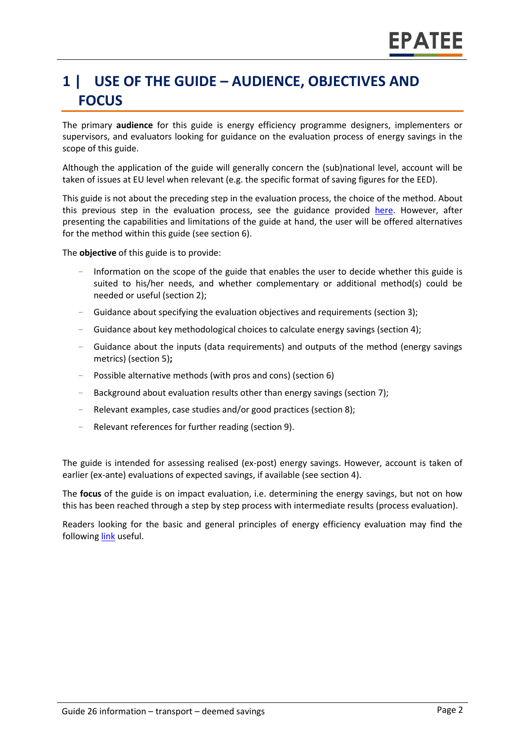# 1 | USE OF THE GUIDE – AUDIENCE, OBJECTIVES AND FOCUS

The primary **audience** for this guide is energy efficiency programme designers, implementers or supervisors, and evaluators looking for guidance on the evaluation process of energy savings in the scope of this guide.

Although the application of the guide will generally concern the (sub)national level, account will be taken of issues at EU level when relevant (e.g. the specific format of saving figures for the EED).

This guide is not about the preceding step in the evaluation process, the choice of the method. About this previous step in the evaluation process, see the guidance provided here. However, after presenting the capabilities and limitations of the guide at hand, the user will be offered alternatives for the method within this guide (see section 6).

The **objective** of this guide is to provide:

- Information on the scope of the guide that enables the user to decide whether this guide is suited to his/her needs, and whether complementary or additional method(s) could be needed or useful (section 2);
- Guidance about specifying the evaluation objectives and requirements (section 3);
- Guidance about key methodological choices to calculate energy savings (section 4);
- Guidance about the inputs (data requirements) and outputs of the method (energy savings metrics) (section 5)**;**
- Possible alternative methods (with pros and cons) (section 6)
- Background about evaluation results other than energy savings (section 7);
- Relevant examples, case studies and/or good practices (section 8);
- Relevant references for further reading (section 9).

The guide is intended for assessing realised (ex-post) energy savings. However, account is taken of earlier (ex-ante) evaluations of expected savings, if available (see section 4).

The **focus** of the guide is on impact evaluation, i.e. determining the energy savings, but not on how this has been reached through a step by step process with intermediate results (process evaluation).

Readers looking for the basic and general principles of energy efficiency evaluation may find the following link useful.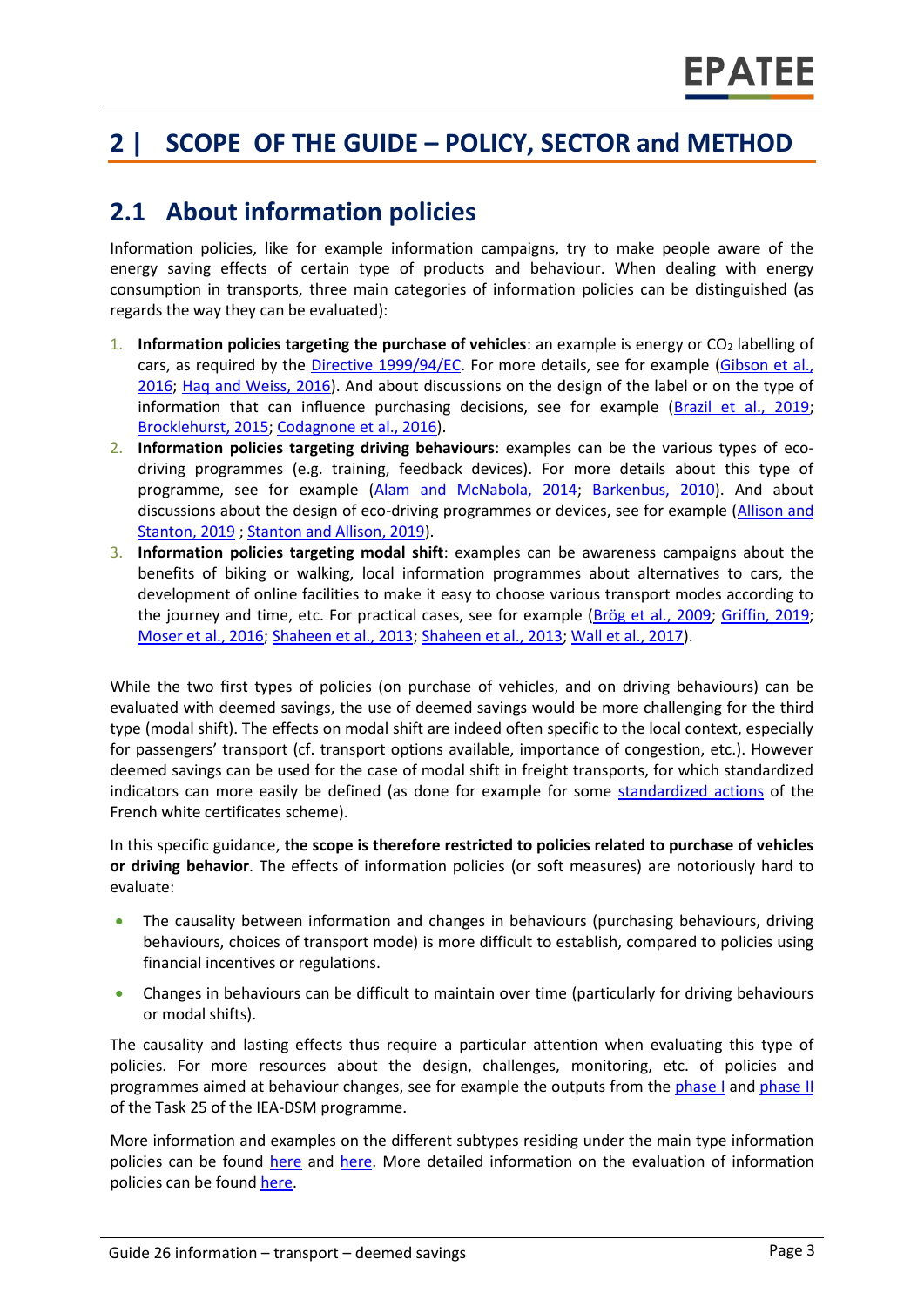# 2 | SCOPE OF THE GUIDE – POLICY, SECTOR and METHOD

## 2.1 About information policies

Information policies, like for example information campaigns, try to make people aware of the energy saving effects of certain type of products and behaviour. When dealing with energy consumption in transports, three main categories of information policies can be distinguished (as regards the way they can be evaluated):

1. **Information policies targeting the purchase of vehicles**: an example is energy or $CO_2$ labelling of cars, as required by the Directive 1999/94/EC. For more details, see for example (Gibson et al., 2016; Haq and Weiss, 2016). And about discussions on the design of the label or on the type of information that can influence purchasing decisions, see for example (Brazil et al., 2019; Brocklehurst, 2015; Codagnone et al., 2016).
2. **Information policies targeting driving behaviours**: examples can be the various types of eco-driving programmes (e.g. training, feedback devices). For more details about this type of programme, see for example (Alam and McNabola, 2014; Barkenbus, 2010). And about discussions about the design of eco-driving programmes or devices, see for example (Allison and Stanton, 2019 ; Stanton and Allison, 2019).
3. **Information policies targeting modal shift**: examples can be awareness campaigns about the benefits of biking or walking, local information programmes about alternatives to cars, the development of online facilities to make it easy to choose various transport modes according to the journey and time, etc. For practical cases, see for example (Brög et al., 2009; Griffin, 2019; Moser et al., 2016; Shaheen et al., 2013; Shaheen et al., 2013; Wall et al., 2017).

While the two first types of policies (on purchase of vehicles, and on driving behaviours) can be evaluated with deemed savings, the use of deemed savings would be more challenging for the third type (modal shift). The effects on modal shift are indeed often specific to the local context, especially for passengers' transport (cf. transport options available, importance of congestion, etc.). However deemed savings can be used for the case of modal shift in freight transports, for which standardized indicators can more easily be defined (as done for example for some standardized actions of the French white certificates scheme).

In this specific guidance, **the scope is therefore restricted to policies related to purchase of vehicles or driving behavior**. The effects of information policies (or soft measures) are notoriously hard to evaluate:

- The causality between information and changes in behaviours (purchasing behaviours, driving behaviours, choices of transport mode) is more difficult to establish, compared to policies using financial incentives or regulations.
- Changes in behaviours can be difficult to maintain over time (particularly for driving behaviours or modal shifts).

The causality and lasting effects thus require a particular attention when evaluating this type of policies. For more resources about the design, challenges, monitoring, etc. of policies and programmes aimed at behaviour changes, see for example the outputs from the phase I and phase II of the Task 25 of the IEA-DSM programme.

More information and examples on the different subtypes residing under the main type information policies can be found here and here. More detailed information on the evaluation of information policies can be found here.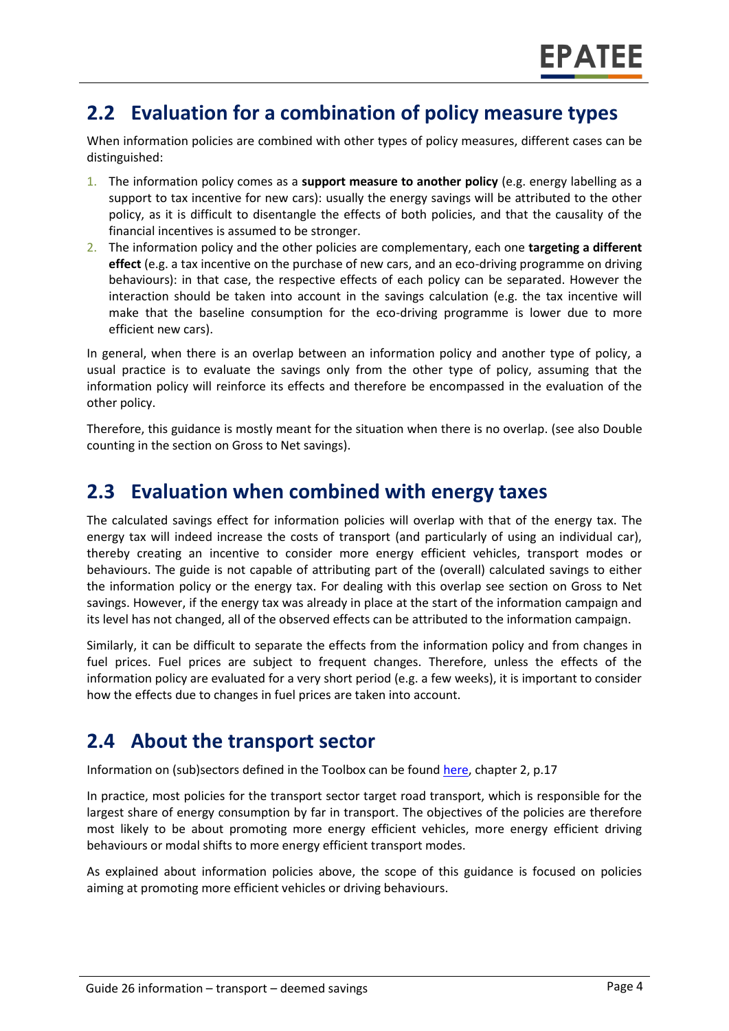## 2.2 Evaluation for a combination of policy measure types

When information policies are combined with other types of policy measures, different cases can be distinguished:

1. The information policy comes as a **support measure to another policy** (e.g. energy labelling as a support to tax incentive for new cars): usually the energy savings will be attributed to the other policy, as it is difficult to disentangle the effects of both policies, and that the causality of the financial incentives is assumed to be stronger.
2. The information policy and the other policies are complementary, each one **targeting a different effect** (e.g. a tax incentive on the purchase of new cars, and an eco-driving programme on driving behaviours): in that case, the respective effects of each policy can be separated. However the interaction should be taken into account in the savings calculation (e.g. the tax incentive will make that the baseline consumption for the eco-driving programme is lower due to more efficient new cars).

In general, when there is an overlap between an information policy and another type of policy, a usual practice is to evaluate the savings only from the other type of policy, assuming that the information policy will reinforce its effects and therefore be encompassed in the evaluation of the other policy.

Therefore, this guidance is mostly meant for the situation when there is no overlap. (see also Double counting in the section on Gross to Net savings).

## 2.3 Evaluation when combined with energy taxes

The calculated savings effect for information policies will overlap with that of the energy tax. The energy tax will indeed increase the costs of transport (and particularly of using an individual car), thereby creating an incentive to consider more energy efficient vehicles, transport modes or behaviours. The guide is not capable of attributing part of the (overall) calculated savings to either the information policy or the energy tax. For dealing with this overlap see section on Gross to Net savings. However, if the energy tax was already in place at the start of the information campaign and its level has not changed, all of the observed effects can be attributed to the information campaign.

Similarly, it can be difficult to separate the effects from the information policy and from changes in fuel prices. Fuel prices are subject to frequent changes. Therefore, unless the effects of the information policy are evaluated for a very short period (e.g. a few weeks), it is important to consider how the effects due to changes in fuel prices are taken into account.

## 2.4 About the transport sector

Information on (sub)sectors defined in the Toolbox can be found here, chapter 2, p.17

In practice, most policies for the transport sector target road transport, which is responsible for the largest share of energy consumption by far in transport. The objectives of the policies are therefore most likely to be about promoting more energy efficient vehicles, more energy efficient driving behaviours or modal shifts to more energy efficient transport modes.

As explained about information policies above, the scope of this guidance is focused on policies aiming at promoting more efficient vehicles or driving behaviours.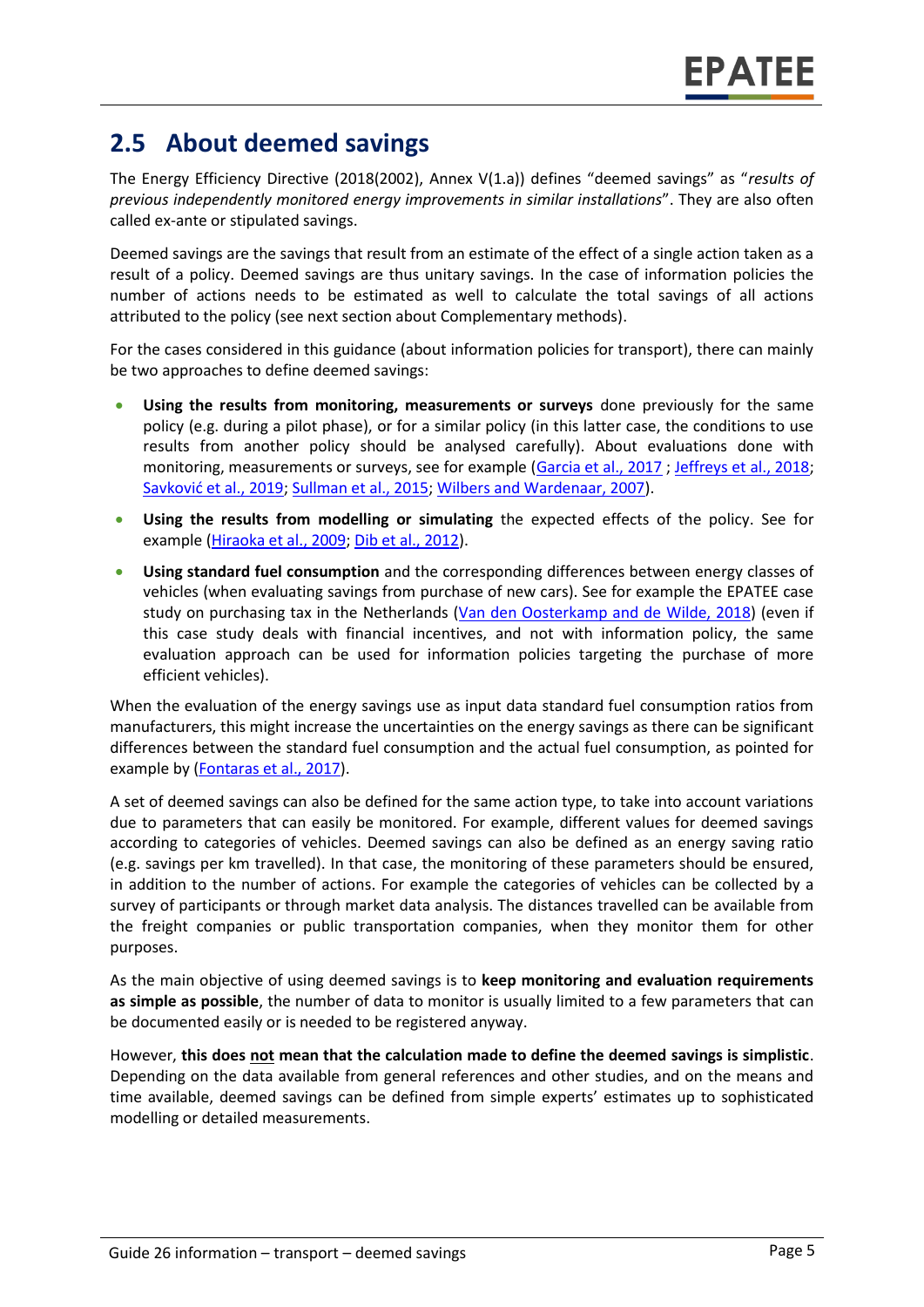## 2.5 About deemed savings

The Energy Efficiency Directive (2018(2002), Annex V(1.a)) defines "deemed savings" as "*results of previous independently monitored energy improvements in similar installations*". They are also often called ex-ante or stipulated savings.

Deemed savings are the savings that result from an estimate of the effect of a single action taken as a result of a policy. Deemed savings are thus unitary savings. In the case of information policies the number of actions needs to be estimated as well to calculate the total savings of all actions attributed to the policy (see next section about Complementary methods).

For the cases considered in this guidance (about information policies for transport), there can mainly be two approaches to define deemed savings:

- **Using the results from monitoring, measurements or surveys** done previously for the same policy (e.g. during a pilot phase), or for a similar policy (in this latter case, the conditions to use results from another policy should be analysed carefully). About evaluations done with monitoring, measurements or surveys, see for example (Garcia et al., 2017 ; Jeffreys et al., 2018; Savković et al., 2019; Sullman et al., 2015; Wilbers and Wardenaar, 2007).
- **Using the results from modelling or simulating** the expected effects of the policy. See for example (Hiraoka et al., 2009; Dib et al., 2012).
- **Using standard fuel consumption** and the corresponding differences between energy classes of vehicles (when evaluating savings from purchase of new cars). See for example the EPATEE case study on purchasing tax in the Netherlands (Van den Oosterkamp and de Wilde, 2018) (even if this case study deals with financial incentives, and not with information policy, the same evaluation approach can be used for information policies targeting the purchase of more efficient vehicles).

When the evaluation of the energy savings use as input data standard fuel consumption ratios from manufacturers, this might increase the uncertainties on the energy savings as there can be significant differences between the standard fuel consumption and the actual fuel consumption, as pointed for example by (Fontaras et al., 2017).

A set of deemed savings can also be defined for the same action type, to take into account variations due to parameters that can easily be monitored. For example, different values for deemed savings according to categories of vehicles. Deemed savings can also be defined as an energy saving ratio (e.g. savings per km travelled). In that case, the monitoring of these parameters should be ensured, in addition to the number of actions. For example the categories of vehicles can be collected by a survey of participants or through market data analysis. The distances travelled can be available from the freight companies or public transportation companies, when they monitor them for other purposes.

As the main objective of using deemed savings is to **keep monitoring and evaluation requirements as simple as possible**, the number of data to monitor is usually limited to a few parameters that can be documented easily or is needed to be registered anyway.

However, **this does <u>not</u> mean that the calculation made to define the deemed savings is simplistic**. Depending on the data available from general references and other studies, and on the means and time available, deemed savings can be defined from simple experts' estimates up to sophisticated modelling or detailed measurements.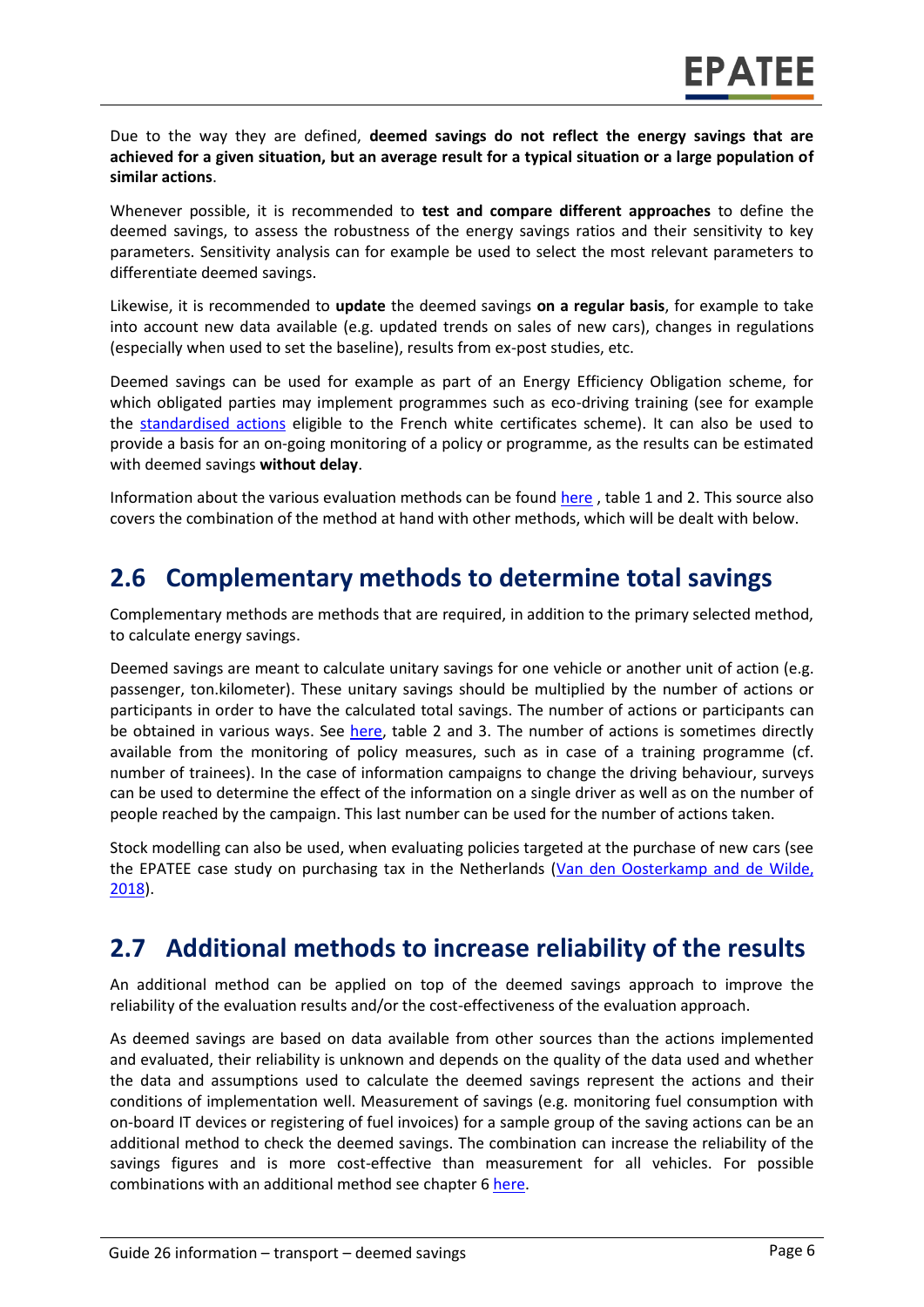Due to the way they are defined, **deemed savings do not reflect the energy savings that are achieved for a given situation, but an average result for a typical situation or a large population of similar actions**.

Whenever possible, it is recommended to **test and compare different approaches** to define the deemed savings, to assess the robustness of the energy savings ratios and their sensitivity to key parameters. Sensitivity analysis can for example be used to select the most relevant parameters to differentiate deemed savings.

Likewise, it is recommended to **update** the deemed savings **on a regular basis**, for example to take into account new data available (e.g. updated trends on sales of new cars), changes in regulations (especially when used to set the baseline), results from ex-post studies, etc.

Deemed savings can be used for example as part of an Energy Efficiency Obligation scheme, for which obligated parties may implement programmes such as eco-driving training (see for example the standardised actions eligible to the French white certificates scheme). It can also be used to provide a basis for an on-going monitoring of a policy or programme, as the results can be estimated with deemed savings **without delay**.

Information about the various evaluation methods can be found here , table 1 and 2. This source also covers the combination of the method at hand with other methods, which will be dealt with below.

## 2.6 Complementary methods to determine total savings

Complementary methods are methods that are required, in addition to the primary selected method, to calculate energy savings.

Deemed savings are meant to calculate unitary savings for one vehicle or another unit of action (e.g. passenger, ton.kilometer). These unitary savings should be multiplied by the number of actions or participants in order to have the calculated total savings. The number of actions or participants can be obtained in various ways. See here, table 2 and 3. The number of actions is sometimes directly available from the monitoring of policy measures, such as in case of a training programme (cf. number of trainees). In the case of information campaigns to change the driving behaviour, surveys can be used to determine the effect of the information on a single driver as well as on the number of people reached by the campaign. This last number can be used for the number of actions taken.

Stock modelling can also be used, when evaluating policies targeted at the purchase of new cars (see the EPATEE case study on purchasing tax in the Netherlands (Van den Oosterkamp and de Wilde, 2018).

## 2.7 Additional methods to increase reliability of the results

An additional method can be applied on top of the deemed savings approach to improve the reliability of the evaluation results and/or the cost-effectiveness of the evaluation approach.

As deemed savings are based on data available from other sources than the actions implemented and evaluated, their reliability is unknown and depends on the quality of the data used and whether the data and assumptions used to calculate the deemed savings represent the actions and their conditions of implementation well. Measurement of savings (e.g. monitoring fuel consumption with on-board IT devices or registering of fuel invoices) for a sample group of the saving actions can be an additional method to check the deemed savings. The combination can increase the reliability of the savings figures and is more cost-effective than measurement for all vehicles. For possible combinations with an additional method see chapter 6 here.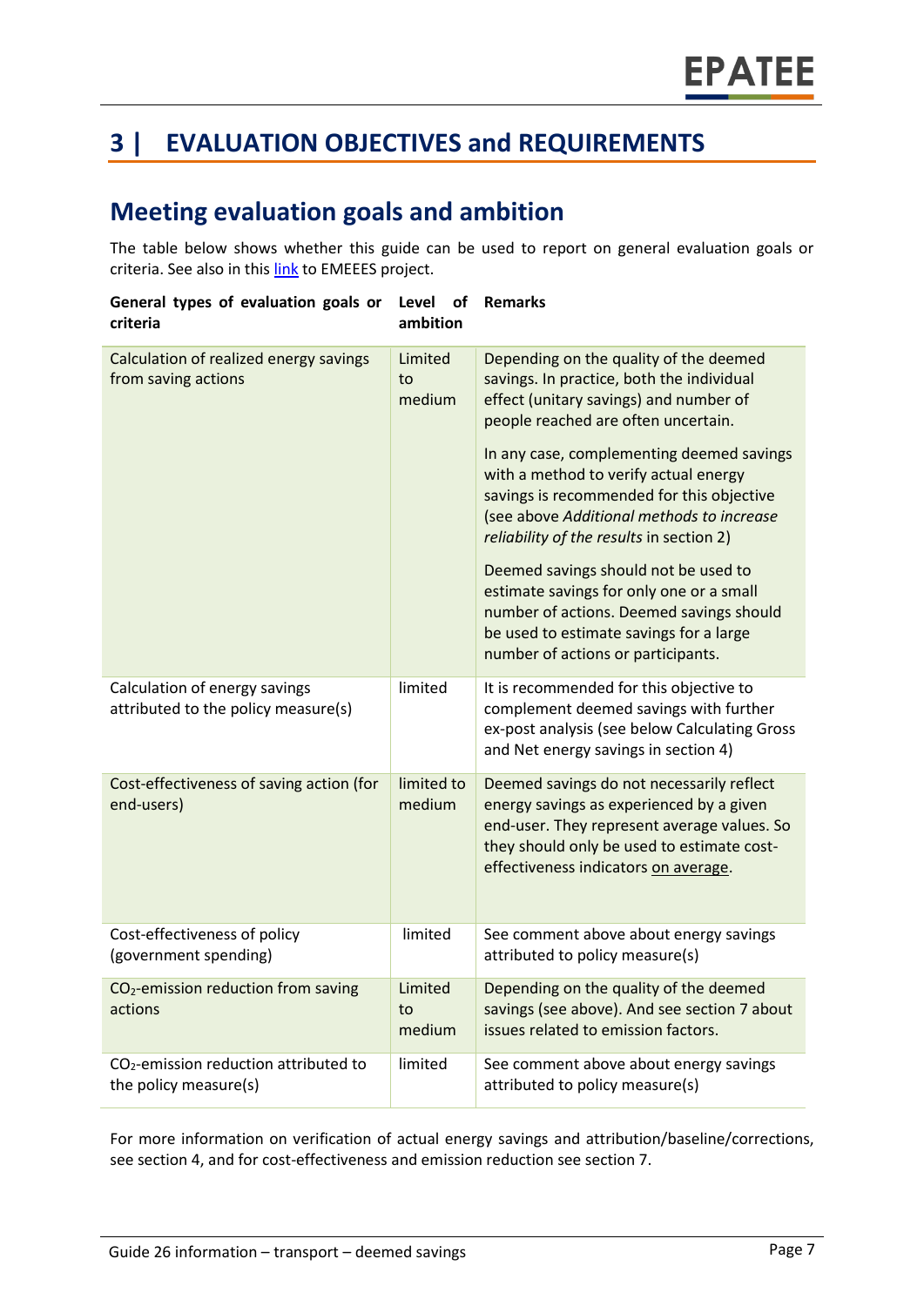# 3 | EVALUATION OBJECTIVES and REQUIREMENTS

## Meeting evaluation goals and ambition

The table below shows whether this guide can be used to report on general evaluation goals or criteria. See also in this link to EMEEES project.

| General types of evaluation goals or criteria | Level of ambition | Remarks |
|---|---|---|
| Calculation of realized energy savings from saving actions | Limited to medium | Depending on the quality of the deemed savings. In practice, both the individual effect (unitary savings) and number of people reached are often uncertain.<br><br>In any case, complementing deemed savings with a method to verify actual energy savings is recommended for this objective (see above *Additional methods to increase reliability of the results* in section 2)<br><br>Deemed savings should not be used to estimate savings for only one or a small number of actions. Deemed savings should be used to estimate savings for a large number of actions or participants. |
| Calculation of energy savings attributed to the policy measure(s) | limited | It is recommended for this objective to complement deemed savings with further ex-post analysis (see below Calculating Gross and Net energy savings in section 4) |
| Cost-effectiveness of saving action (for end-users) | limited to medium | Deemed savings do not necessarily reflect energy savings as experienced by a given end-user. They represent average values. So they should only be used to estimate cost-effectiveness indicators on average. |
| Cost-effectiveness of policy (government spending) | limited | See comment above about energy savings attributed to policy measure(s) |
| $CO_2$-emission reduction from saving actions | Limited to medium | Depending on the quality of the deemed savings (see above). And see section 7 about issues related to emission factors. |
| $CO_2$-emission reduction attributed to the policy measure(s) | limited | See comment above about energy savings attributed to policy measure(s) |

For more information on verification of actual energy savings and attribution/baseline/corrections, see section 4, and for cost-effectiveness and emission reduction see section 7.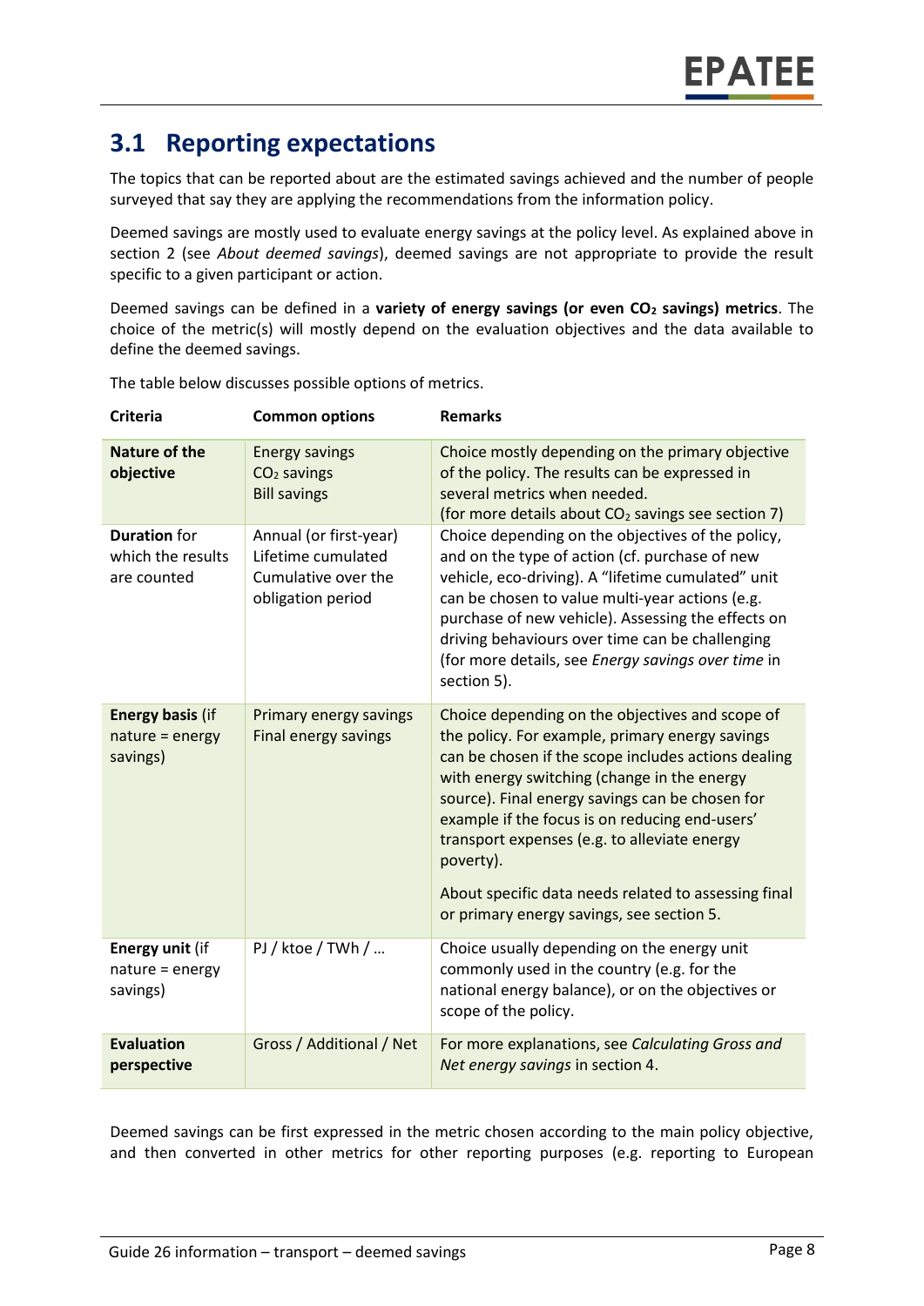## 3.1 Reporting expectations

The topics that can be reported about are the estimated savings achieved and the number of people surveyed that say they are applying the recommendations from the information policy.

Deemed savings are mostly used to evaluate energy savings at the policy level. As explained above in section 2 (see *About deemed savings*), deemed savings are not appropriate to provide the result specific to a given participant or action.

Deemed savings can be defined in a **variety of energy savings (or even $CO_2$ savings) metrics**. The choice of the metric(s) will mostly depend on the evaluation objectives and the data available to define the deemed savings.

The table below discusses possible options of metrics.

| Criteria | Common options | Remarks |
|---|---|---|
| **Nature of the objective** | Energy savings<br>$CO_2$ savings<br>Bill savings | Choice mostly depending on the primary objective of the policy. The results can be expressed in several metrics when needed.<br>(for more details about $CO_2$ savings see section 7) |
| **Duration** for which the results are counted | Annual (or first-year)<br>Lifetime cumulated<br>Cumulative over the obligation period | Choice depending on the objectives of the policy, and on the type of action (cf. purchase of new vehicle, eco-driving). A "lifetime cumulated" unit can be chosen to value multi-year actions (e.g. purchase of new vehicle). Assessing the effects on driving behaviours over time can be challenging (for more details, see *Energy savings over time* in section 5). |
| **Energy basis** (if nature = energy savings) | Primary energy savings<br>Final energy savings | Choice depending on the objectives and scope of the policy. For example, primary energy savings can be chosen if the scope includes actions dealing with energy switching (change in the energy source). Final energy savings can be chosen for example if the focus is on reducing end-users' transport expenses (e.g. to alleviate energy poverty).<br><br>About specific data needs related to assessing final or primary energy savings, see section 5. |
| **Energy unit** (if nature = energy savings) | PJ / ktoe / TWh / … | Choice usually depending on the energy unit commonly used in the country (e.g. for the national energy balance), or on the objectives or scope of the policy. |
| **Evaluation perspective** | Gross / Additional / Net | For more explanations, see *Calculating Gross and Net energy savings* in section 4. |

Deemed savings can be first expressed in the metric chosen according to the main policy objective, and then converted in other metrics for other reporting purposes (e.g. reporting to European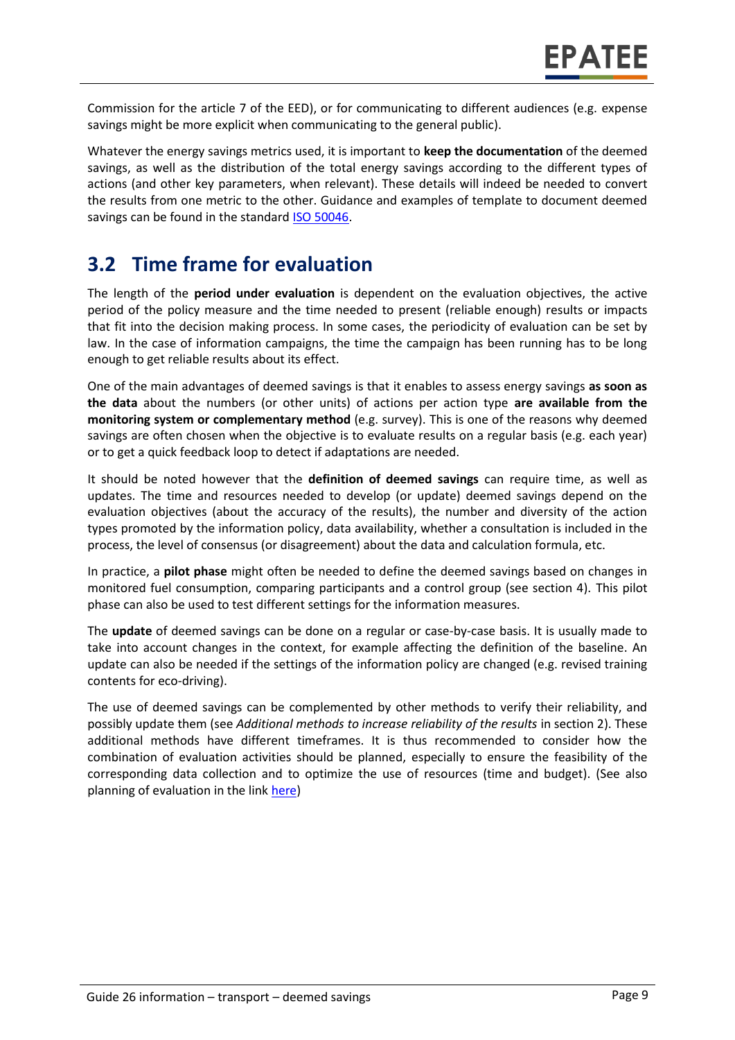Commission for the article 7 of the EED), or for communicating to different audiences (e.g. expense savings might be more explicit when communicating to the general public).

Whatever the energy savings metrics used, it is important to **keep the documentation** of the deemed savings, as well as the distribution of the total energy savings according to the different types of actions (and other key parameters, when relevant). These details will indeed be needed to convert the results from one metric to the other. Guidance and examples of template to document deemed savings can be found in the standard ISO 50046.

## 3.2 Time frame for evaluation

The length of the **period under evaluation** is dependent on the evaluation objectives, the active period of the policy measure and the time needed to present (reliable enough) results or impacts that fit into the decision making process. In some cases, the periodicity of evaluation can be set by law. In the case of information campaigns, the time the campaign has been running has to be long enough to get reliable results about its effect.

One of the main advantages of deemed savings is that it enables to assess energy savings **as soon as the data** about the numbers (or other units) of actions per action type **are available from the monitoring system or complementary method** (e.g. survey). This is one of the reasons why deemed savings are often chosen when the objective is to evaluate results on a regular basis (e.g. each year) or to get a quick feedback loop to detect if adaptations are needed.

It should be noted however that the **definition of deemed savings** can require time, as well as updates. The time and resources needed to develop (or update) deemed savings depend on the evaluation objectives (about the accuracy of the results), the number and diversity of the action types promoted by the information policy, data availability, whether a consultation is included in the process, the level of consensus (or disagreement) about the data and calculation formula, etc.

In practice, a **pilot phase** might often be needed to define the deemed savings based on changes in monitored fuel consumption, comparing participants and a control group (see section 4). This pilot phase can also be used to test different settings for the information measures.

The **update** of deemed savings can be done on a regular or case-by-case basis. It is usually made to take into account changes in the context, for example affecting the definition of the baseline. An update can also be needed if the settings of the information policy are changed (e.g. revised training contents for eco-driving).

The use of deemed savings can be complemented by other methods to verify their reliability, and possibly update them (see *Additional methods to increase reliability of the results* in section 2). These additional methods have different timeframes. It is thus recommended to consider how the combination of evaluation activities should be planned, especially to ensure the feasibility of the corresponding data collection and to optimize the use of resources (time and budget). (See also planning of evaluation in the link here)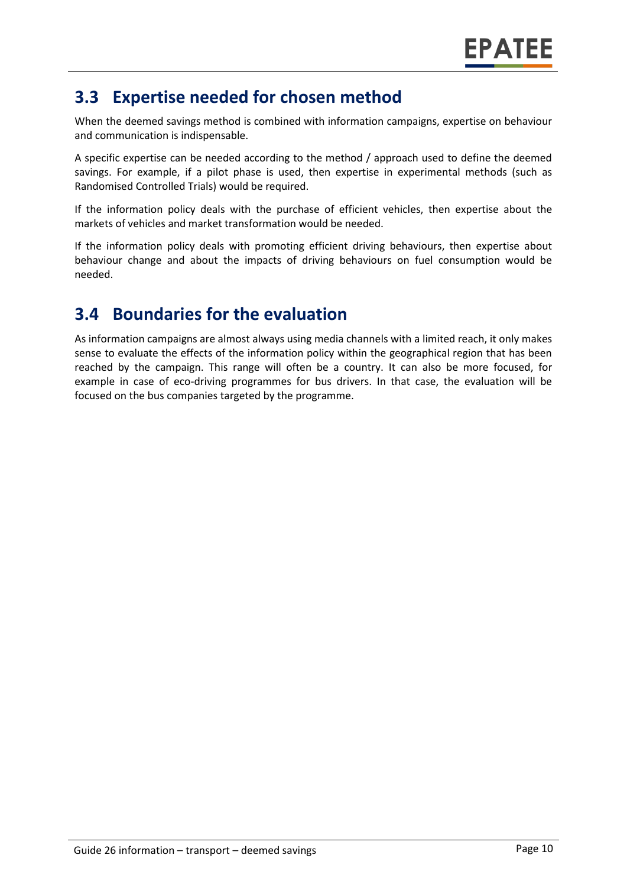## 3.3 Expertise needed for chosen method

When the deemed savings method is combined with information campaigns, expertise on behaviour and communication is indispensable.

A specific expertise can be needed according to the method / approach used to define the deemed savings. For example, if a pilot phase is used, then expertise in experimental methods (such as Randomised Controlled Trials) would be required.

If the information policy deals with the purchase of efficient vehicles, then expertise about the markets of vehicles and market transformation would be needed.

If the information policy deals with promoting efficient driving behaviours, then expertise about behaviour change and about the impacts of driving behaviours on fuel consumption would be needed.

## 3.4 Boundaries for the evaluation

As information campaigns are almost always using media channels with a limited reach, it only makes sense to evaluate the effects of the information policy within the geographical region that has been reached by the campaign. This range will often be a country. It can also be more focused, for example in case of eco-driving programmes for bus drivers. In that case, the evaluation will be focused on the bus companies targeted by the programme.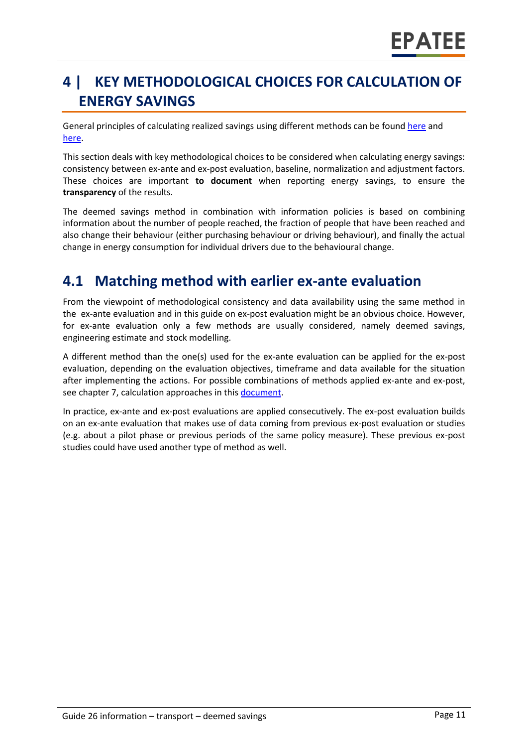# 4 | KEY METHODOLOGICAL CHOICES FOR CALCULATION OF ENERGY SAVINGS

General principles of calculating realized savings using different methods can be found here and here.

This section deals with key methodological choices to be considered when calculating energy savings: consistency between ex-ante and ex-post evaluation, baseline, normalization and adjustment factors. These choices are important **to document** when reporting energy savings, to ensure the **transparency** of the results.

The deemed savings method in combination with information policies is based on combining information about the number of people reached, the fraction of people that have been reached and also change their behaviour (either purchasing behaviour or driving behaviour), and finally the actual change in energy consumption for individual drivers due to the behavioural change.

## 4.1 Matching method with earlier ex-ante evaluation

From the viewpoint of methodological consistency and data availability using the same method in the ex-ante evaluation and in this guide on ex-post evaluation might be an obvious choice. However, for ex-ante evaluation only a few methods are usually considered, namely deemed savings, engineering estimate and stock modelling.

A different method than the one(s) used for the ex-ante evaluation can be applied for the ex-post evaluation, depending on the evaluation objectives, timeframe and data available for the situation after implementing the actions. For possible combinations of methods applied ex-ante and ex-post, see chapter 7, calculation approaches in this document.

In practice, ex-ante and ex-post evaluations are applied consecutively. The ex-post evaluation builds on an ex-ante evaluation that makes use of data coming from previous ex-post evaluation or studies (e.g. about a pilot phase or previous periods of the same policy measure). These previous ex-post studies could have used another type of method as well.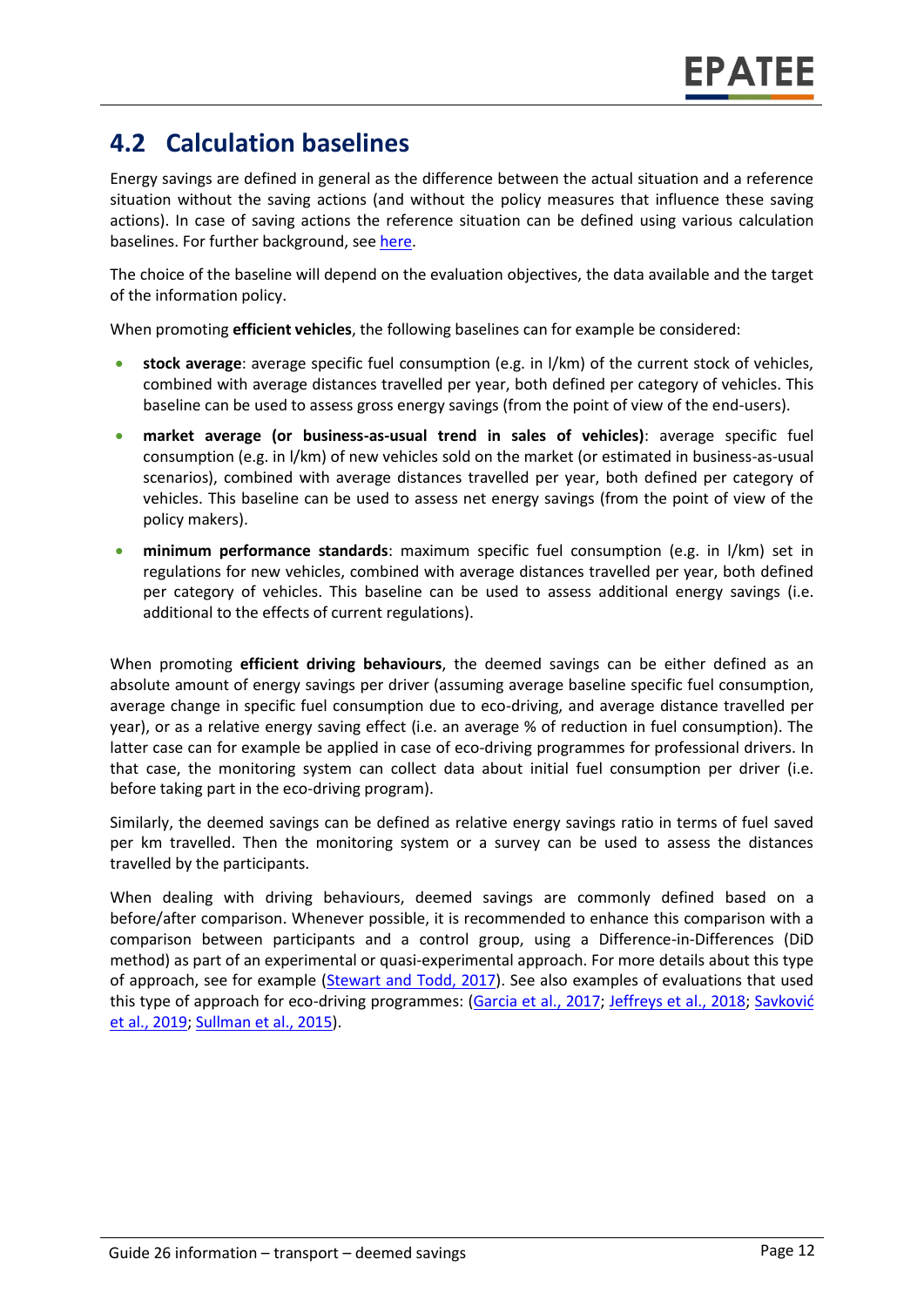## 4.2 Calculation baselines

Energy savings are defined in general as the difference between the actual situation and a reference situation without the saving actions (and without the policy measures that influence these saving actions). In case of saving actions the reference situation can be defined using various calculation baselines. For further background, see [here](#).

The choice of the baseline will depend on the evaluation objectives, the data available and the target of the information policy.

When promoting **efficient vehicles**, the following baselines can for example be considered:

- **stock average**: average specific fuel consumption (e.g. in l/km) of the current stock of vehicles, combined with average distances travelled per year, both defined per category of vehicles. This baseline can be used to assess gross energy savings (from the point of view of the end-users).
- **market average (or business-as-usual trend in sales of vehicles)**: average specific fuel consumption (e.g. in l/km) of new vehicles sold on the market (or estimated in business-as-usual scenarios), combined with average distances travelled per year, both defined per category of vehicles. This baseline can be used to assess net energy savings (from the point of view of the policy makers).
- **minimum performance standards**: maximum specific fuel consumption (e.g. in l/km) set in regulations for new vehicles, combined with average distances travelled per year, both defined per category of vehicles. This baseline can be used to assess additional energy savings (i.e. additional to the effects of current regulations).

When promoting **efficient driving behaviours**, the deemed savings can be either defined as an absolute amount of energy savings per driver (assuming average baseline specific fuel consumption, average change in specific fuel consumption due to eco-driving, and average distance travelled per year), or as a relative energy saving effect (i.e. an average % of reduction in fuel consumption). The latter case can for example be applied in case of eco-driving programmes for professional drivers. In that case, the monitoring system can collect data about initial fuel consumption per driver (i.e. before taking part in the eco-driving program).

Similarly, the deemed savings can be defined as relative energy savings ratio in terms of fuel saved per km travelled. Then the monitoring system or a survey can be used to assess the distances travelled by the participants.

When dealing with driving behaviours, deemed savings are commonly defined based on a before/after comparison. Whenever possible, it is recommended to enhance this comparison with a comparison between participants and a control group, using a Difference-in-Differences (DiD method) as part of an experimental or quasi-experimental approach. For more details about this type of approach, see for example (Stewart and Todd, 2017). See also examples of evaluations that used this type of approach for eco-driving programmes: (Garcia et al., 2017; Jeffreys et al., 2018; Savković et al., 2019; Sullman et al., 2015).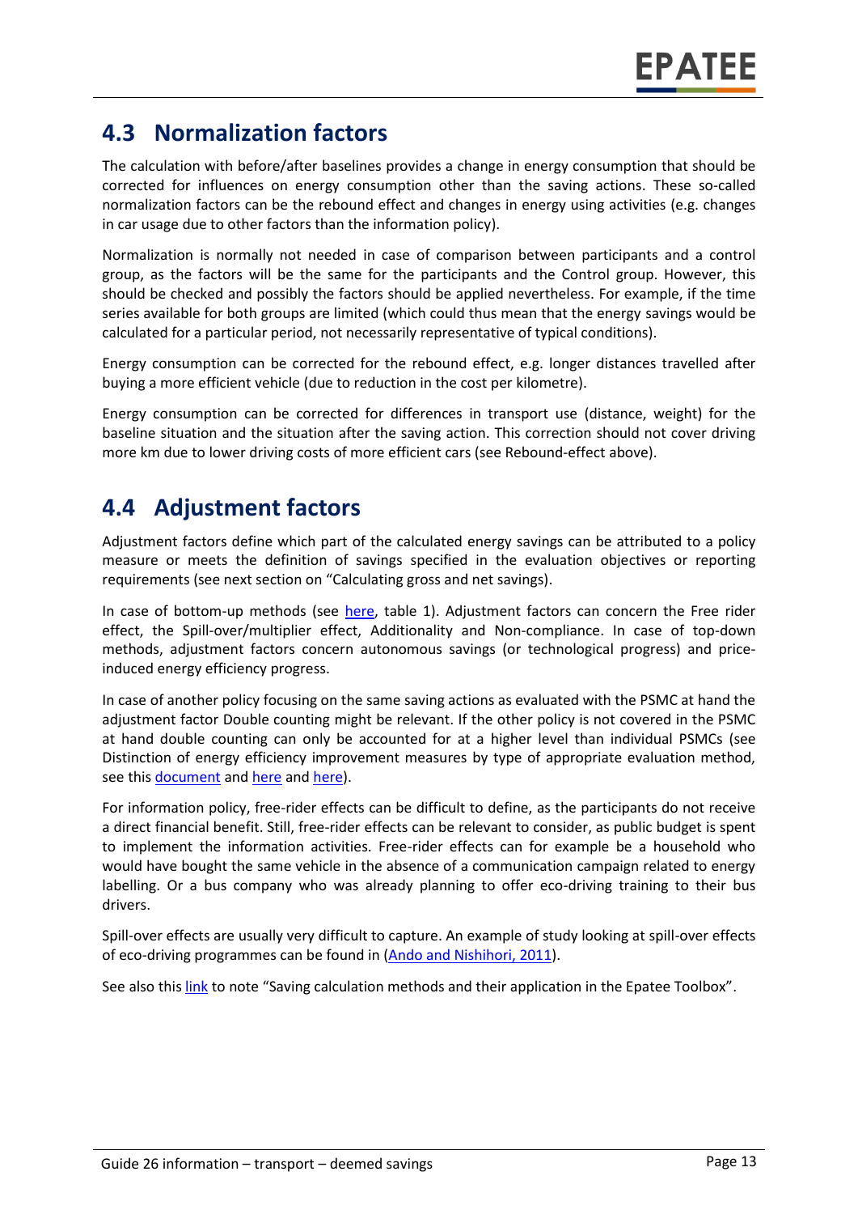## 4.3 Normalization factors

The calculation with before/after baselines provides a change in energy consumption that should be corrected for influences on energy consumption other than the saving actions. These so-called normalization factors can be the rebound effect and changes in energy using activities (e.g. changes in car usage due to other factors than the information policy).

Normalization is normally not needed in case of comparison between participants and a control group, as the factors will be the same for the participants and the Control group. However, this should be checked and possibly the factors should be applied nevertheless. For example, if the time series available for both groups are limited (which could thus mean that the energy savings would be calculated for a particular period, not necessarily representative of typical conditions).

Energy consumption can be corrected for the rebound effect, e.g. longer distances travelled after buying a more efficient vehicle (due to reduction in the cost per kilometre).

Energy consumption can be corrected for differences in transport use (distance, weight) for the baseline situation and the situation after the saving action. This correction should not cover driving more km due to lower driving costs of more efficient cars (see Rebound-effect above).

## 4.4 Adjustment factors

Adjustment factors define which part of the calculated energy savings can be attributed to a policy measure or meets the definition of savings specified in the evaluation objectives or reporting requirements (see next section on "Calculating gross and net savings).

In case of bottom-up methods (see here, table 1). Adjustment factors can concern the Free rider effect, the Spill-over/multiplier effect, Additionality and Non-compliance. In case of top-down methods, adjustment factors concern autonomous savings (or technological progress) and price-induced energy efficiency progress.

In case of another policy focusing on the same saving actions as evaluated with the PSMC at hand the adjustment factor Double counting might be relevant. If the other policy is not covered in the PSMC at hand double counting can only be accounted for at a higher level than individual PSMCs (see Distinction of energy efficiency improvement measures by type of appropriate evaluation method, see this document and here and here).

For information policy, free-rider effects can be difficult to define, as the participants do not receive a direct financial benefit. Still, free-rider effects can be relevant to consider, as public budget is spent to implement the information activities. Free-rider effects can for example be a household who would have bought the same vehicle in the absence of a communication campaign related to energy labelling. Or a bus company who was already planning to offer eco-driving training to their bus drivers.

Spill-over effects are usually very difficult to capture. An example of study looking at spill-over effects of eco-driving programmes can be found in (Ando and Nishihori, 2011).

See also this link to note "Saving calculation methods and their application in the Epatee Toolbox".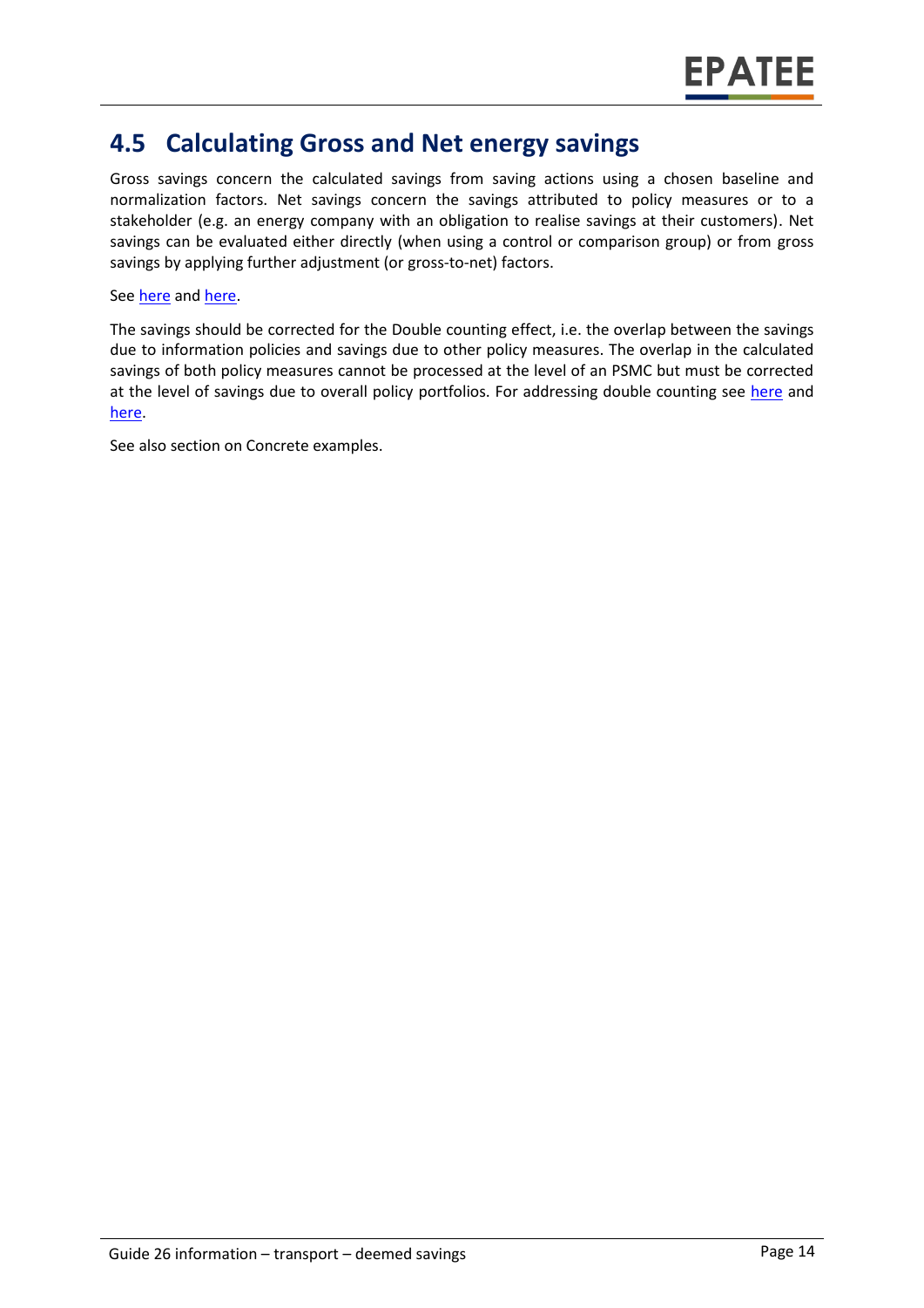## 4.5 Calculating Gross and Net energy savings

Gross savings concern the calculated savings from saving actions using a chosen baseline and normalization factors. Net savings concern the savings attributed to policy measures or to a stakeholder (e.g. an energy company with an obligation to realise savings at their customers). Net savings can be evaluated either directly (when using a control or comparison group) or from gross savings by applying further adjustment (or gross-to-net) factors.

See here and here.

The savings should be corrected for the Double counting effect, i.e. the overlap between the savings due to information policies and savings due to other policy measures. The overlap in the calculated savings of both policy measures cannot be processed at the level of an PSMC but must be corrected at the level of savings due to overall policy portfolios. For addressing double counting see here and here.

See also section on Concrete examples.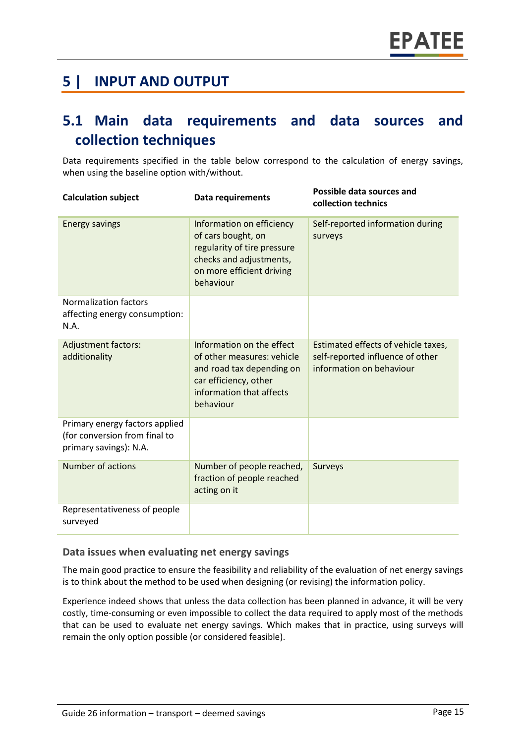# 5 | INPUT AND OUTPUT

## 5.1 Main data requirements and data sources and collection techniques

Data requirements specified in the table below correspond to the calculation of energy savings, when using the baseline option with/without.

| Calculation subject | Data requirements | Possible data sources and collection technics |
|---|---|---|
| Energy savings | Information on efficiency of cars bought, on regularity of tire pressure checks and adjustments, on more efficient driving behaviour | Self-reported information during surveys |
| Normalization factors affecting energy consumption: N.A. | | |
| Adjustment factors: additionality | Information on the effect of other measures: vehicle and road tax depending on car efficiency, other information that affects behaviour | Estimated effects of vehicle taxes, self-reported influence of other information on behaviour |
| Primary energy factors applied (for conversion from final to primary savings): N.A. | | |
| Number of actions | Number of people reached, fraction of people reached acting on it | Surveys |
| Representativeness of people surveyed | | |

### Data issues when evaluating net energy savings

The main good practice to ensure the feasibility and reliability of the evaluation of net energy savings is to think about the method to be used when designing (or revising) the information policy.

Experience indeed shows that unless the data collection has been planned in advance, it will be very costly, time-consuming or even impossible to collect the data required to apply most of the methods that can be used to evaluate net energy savings. Which makes that in practice, using surveys will remain the only option possible (or considered feasible).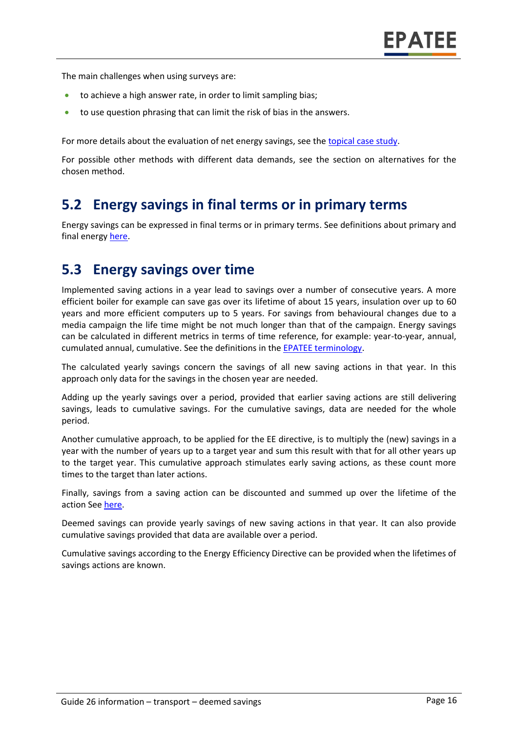The main challenges when using surveys are:

- to achieve a high answer rate, in order to limit sampling bias;
- to use question phrasing that can limit the risk of bias in the answers.

For more details about the evaluation of net energy savings, see the topical case study.

For possible other methods with different data demands, see the section on alternatives for the chosen method.

## 5.2 Energy savings in final terms or in primary terms

Energy savings can be expressed in final terms or in primary terms. See definitions about primary and final energy here.

## 5.3 Energy savings over time

Implemented saving actions in a year lead to savings over a number of consecutive years. A more efficient boiler for example can save gas over its lifetime of about 15 years, insulation over up to 60 years and more efficient computers up to 5 years. For savings from behavioural changes due to a media campaign the life time might be not much longer than that of the campaign. Energy savings can be calculated in different metrics in terms of time reference, for example: year-to-year, annual, cumulated annual, cumulative. See the definitions in the EPATEE terminology.

The calculated yearly savings concern the savings of all new saving actions in that year. In this approach only data for the savings in the chosen year are needed.

Adding up the yearly savings over a period, provided that earlier saving actions are still delivering savings, leads to cumulative savings. For the cumulative savings, data are needed for the whole period.

Another cumulative approach, to be applied for the EE directive, is to multiply the (new) savings in a year with the number of years up to a target year and sum this result with that for all other years up to the target year. This cumulative approach stimulates early saving actions, as these count more times to the target than later actions.

Finally, savings from a saving action can be discounted and summed up over the lifetime of the action See here.

Deemed savings can provide yearly savings of new saving actions in that year. It can also provide cumulative savings provided that data are available over a period.

Cumulative savings according to the Energy Efficiency Directive can be provided when the lifetimes of savings actions are known.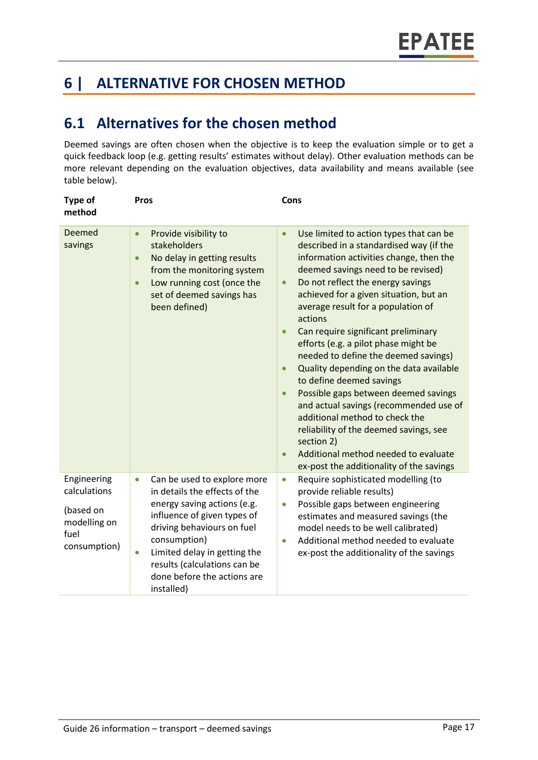# 6 | ALTERNATIVE FOR CHOSEN METHOD

## 6.1 Alternatives for the chosen method

Deemed savings are often chosen when the objective is to keep the evaluation simple or to get a quick feedback loop (e.g. getting results' estimates without delay). Other evaluation methods can be more relevant depending on the evaluation objectives, data availability and means available (see table below).

| Type of method | Pros | Cons |
|---|---|---|
| Deemed savings | • Provide visibility to stakeholders<br>• No delay in getting results from the monitoring system<br>• Low running cost (once the set of deemed savings has been defined) | • Use limited to action types that can be described in a standardised way (if the information activities change, then the deemed savings need to be revised)<br>• Do not reflect the energy savings achieved for a given situation, but an average result for a population of actions<br>• Can require significant preliminary efforts (e.g. a pilot phase might be needed to define the deemed savings)<br>• Quality depending on the data available to define deemed savings<br>• Possible gaps between deemed savings and actual savings (recommended use of additional method to check the reliability of the deemed savings, see section 2)<br>• Additional method needed to evaluate ex-post the additionality of the savings |
| Engineering calculations<br><br>(based on modelling on fuel consumption) | • Can be used to explore more in details the effects of the energy saving actions (e.g. influence of given types of driving behaviours on fuel consumption)<br>• Limited delay in getting the results (calculations can be done before the actions are installed) | • Require sophisticated modelling (to provide reliable results)<br>• Possible gaps between engineering estimates and measured savings (the model needs to be well calibrated)<br>• Additional method needed to evaluate ex-post the additionality of the savings |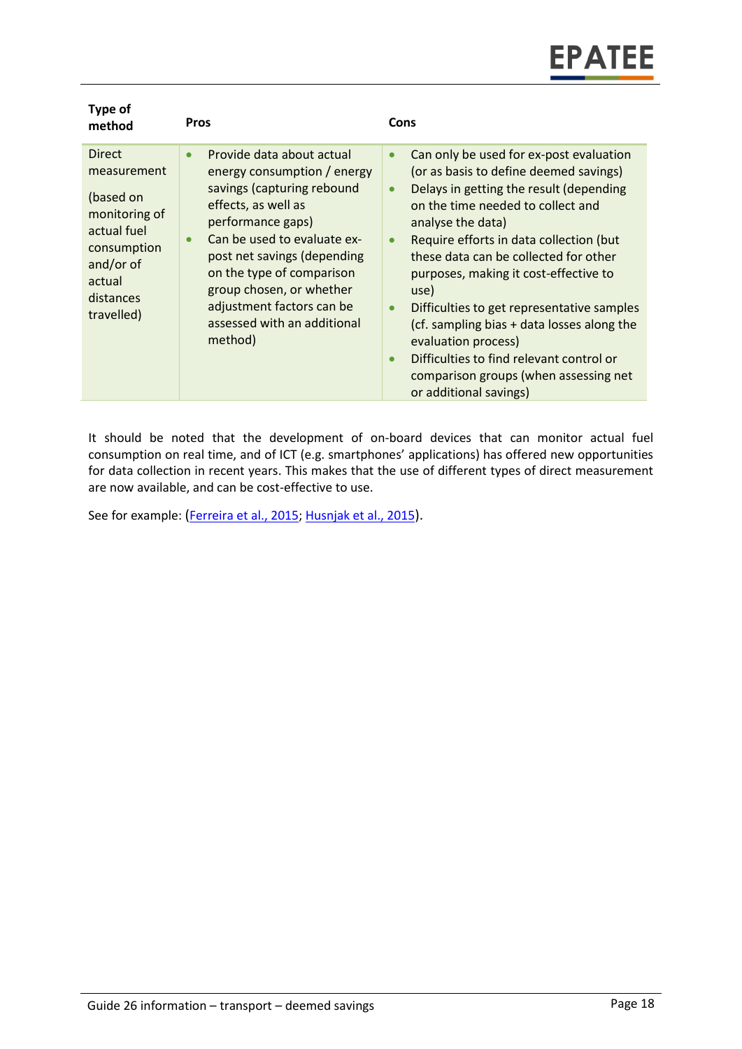| Type of method | Pros | Cons |
|---|---|---|
| Direct measurement (based on monitoring of actual fuel consumption and/or of actual distances travelled) | • Provide data about actual energy consumption / energy savings (capturing rebound effects, as well as performance gaps)<br>• Can be used to evaluate ex-post net savings (depending on the type of comparison group chosen, or whether adjustment factors can be assessed with an additional method) | • Can only be used for ex-post evaluation (or as basis to define deemed savings)<br>• Delays in getting the result (depending on the time needed to collect and analyse the data)<br>• Require efforts in data collection (but these data can be collected for other purposes, making it cost-effective to use)<br>• Difficulties to get representative samples (cf. sampling bias + data losses along the evaluation process)<br>• Difficulties to find relevant control or comparison groups (when assessing net or additional savings) |

It should be noted that the development of on-board devices that can monitor actual fuel consumption on real time, and of ICT (e.g. smartphones' applications) has offered new opportunities for data collection in recent years. This makes that the use of different types of direct measurement are now available, and can be cost-effective to use.

See for example: (Ferreira et al., 2015; Husnjak et al., 2015).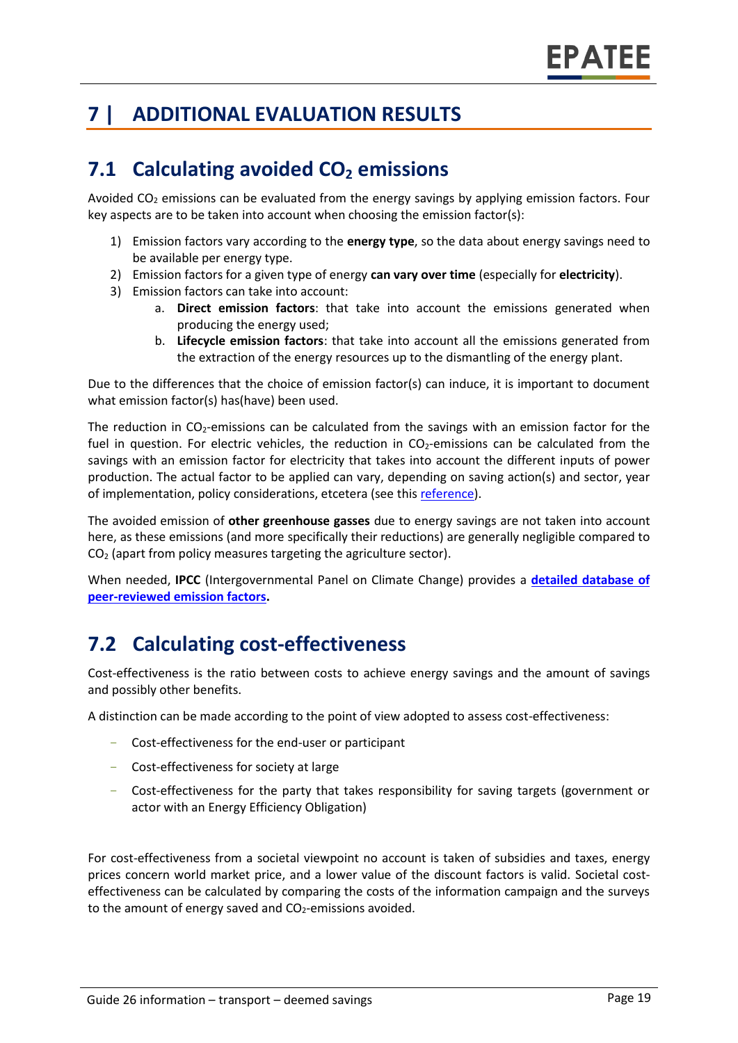# 7 | ADDITIONAL EVALUATION RESULTS

## 7.1 Calculating avoided $CO_2$ emissions

Avoided $CO_2$ emissions can be evaluated from the energy savings by applying emission factors. Four key aspects are to be taken into account when choosing the emission factor(s):

1) Emission factors vary according to the **energy type**, so the data about energy savings need to be available per energy type.
2) Emission factors for a given type of energy **can vary over time** (especially for **electricity**).
3) Emission factors can take into account:
    a. **Direct emission factors**: that take into account the emissions generated when producing the energy used;
    b. **Lifecycle emission factors**: that take into account all the emissions generated from the extraction of the energy resources up to the dismantling of the energy plant.

Due to the differences that the choice of emission factor(s) can induce, it is important to document what emission factor(s) has(have) been used.

The reduction in $CO_2$-emissions can be calculated from the savings with an emission factor for the fuel in question. For electric vehicles, the reduction in $CO_2$-emissions can be calculated from the savings with an emission factor for electricity that takes into account the different inputs of power production. The actual factor to be applied can vary, depending on saving action(s) and sector, year of implementation, policy considerations, etcetera (see this reference).

The avoided emission of **other greenhouse gasses** due to energy savings are not taken into account here, as these emissions (and more specifically their reductions) are generally negligible compared to $CO_2$ (apart from policy measures targeting the agriculture sector).

When needed, **IPCC** (Intergovernmental Panel on Climate Change) provides a **detailed database of peer-reviewed emission factors.**

## 7.2 Calculating cost-effectiveness

Cost-effectiveness is the ratio between costs to achieve energy savings and the amount of savings and possibly other benefits.

A distinction can be made according to the point of view adopted to assess cost-effectiveness:

- Cost-effectiveness for the end-user or participant
- Cost-effectiveness for society at large
- Cost-effectiveness for the party that takes responsibility for saving targets (government or actor with an Energy Efficiency Obligation)

For cost-effectiveness from a societal viewpoint no account is taken of subsidies and taxes, energy prices concern world market price, and a lower value of the discount factors is valid. Societal cost-effectiveness can be calculated by comparing the costs of the information campaign and the surveys to the amount of energy saved and $CO_2$-emissions avoided.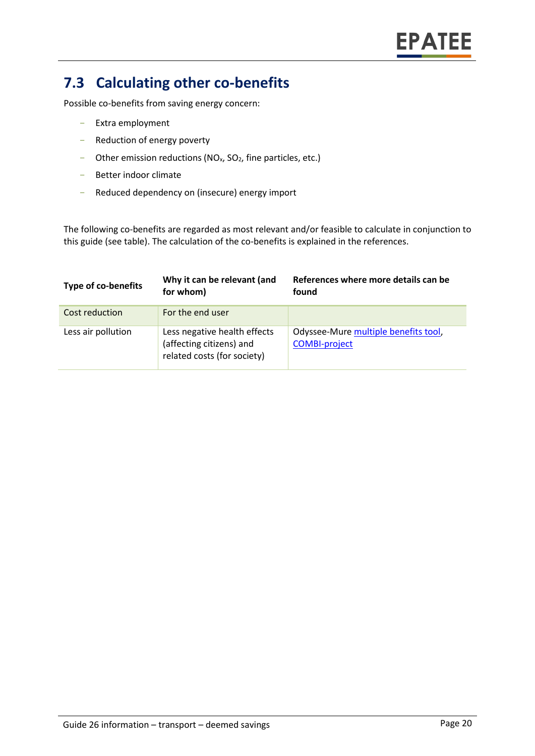## 7.3 Calculating other co-benefits

Possible co-benefits from saving energy concern:

- Extra employment
- Reduction of energy poverty
- Other emission reductions ($NO_x$, $SO_2$, fine particles, etc.)
- Better indoor climate
- Reduced dependency on (insecure) energy import

The following co-benefits are regarded as most relevant and/or feasible to calculate in conjunction to this guide (see table). The calculation of the co-benefits is explained in the references.

| Type of co-benefits | Why it can be relevant (and for whom) | References where more details can be found |
|---|---|---|
| Cost reduction | For the end user | |
| Less air pollution | Less negative health effects (affecting citizens) and related costs (for society) | Odyssee-Mure multiple benefits tool, COMBI-project |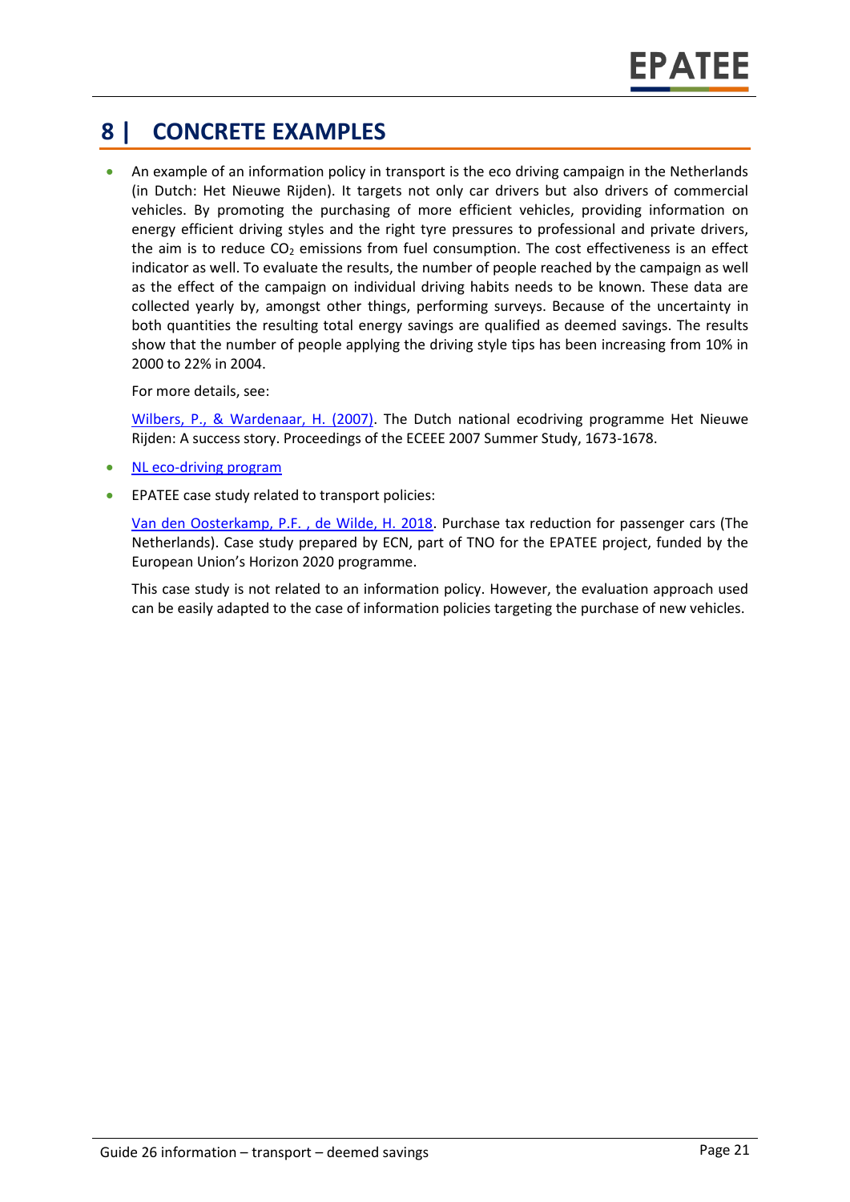# 8 | CONCRETE EXAMPLES

- An example of an information policy in transport is the eco driving campaign in the Netherlands (in Dutch: Het Nieuwe Rijden). It targets not only car drivers but also drivers of commercial vehicles. By promoting the purchasing of more efficient vehicles, providing information on energy efficient driving styles and the right tyre pressures to professional and private drivers, the aim is to reduce $CO_2$ emissions from fuel consumption. The cost effectiveness is an effect indicator as well. To evaluate the results, the number of people reached by the campaign as well as the effect of the campaign on individual driving habits needs to be known. These data are collected yearly by, amongst other things, performing surveys. Because of the uncertainty in both quantities the resulting total energy savings are qualified as deemed savings. The results show that the number of people applying the driving style tips has been increasing from 10% in 2000 to 22% in 2004.

  For more details, see:

  Wilbers, P., & Wardenaar, H. (2007). The Dutch national ecodriving programme Het Nieuwe Rijden: A success story. Proceedings of the ECEEE 2007 Summer Study, 1673-1678.

- NL eco-driving program
- EPATEE case study related to transport policies:

  Van den Oosterkamp, P.F. , de Wilde, H. 2018. Purchase tax reduction for passenger cars (The Netherlands). Case study prepared by ECN, part of TNO for the EPATEE project, funded by the European Union's Horizon 2020 programme.

  This case study is not related to an information policy. However, the evaluation approach used can be easily adapted to the case of information policies targeting the purchase of new vehicles.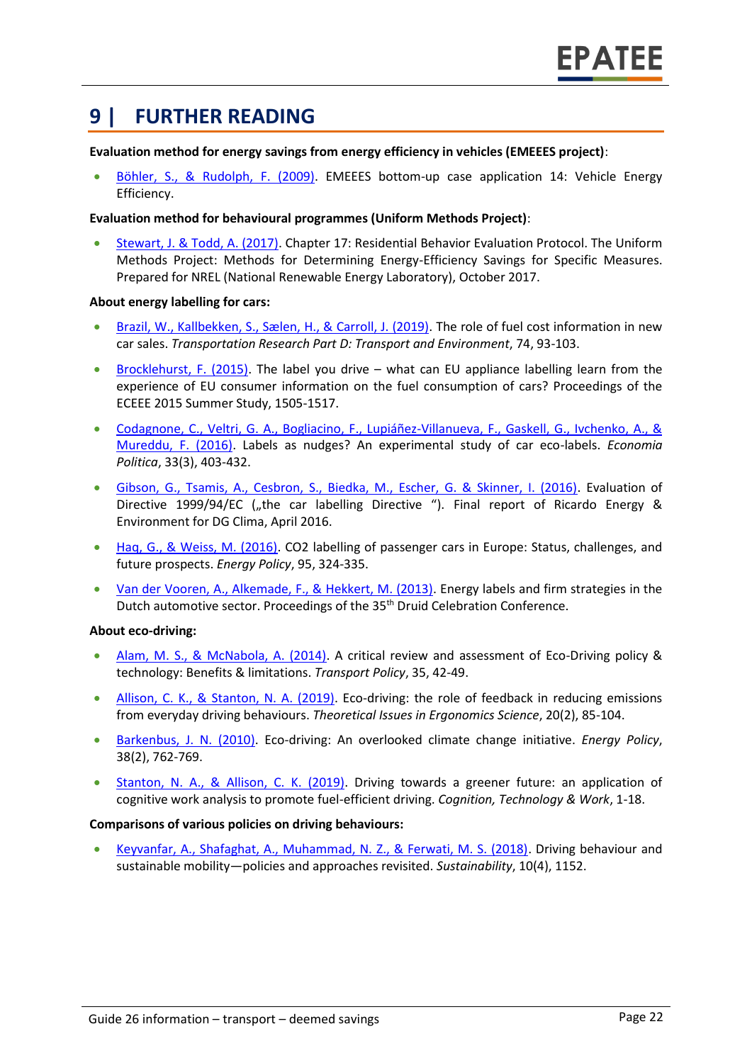# 9 | FURTHER READING

**Evaluation method for energy savings from energy efficiency in vehicles (EMEEES project)**:

- Böhler, S., & Rudolph, F. (2009). EMEEES bottom-up case application 14: Vehicle Energy Efficiency.

**Evaluation method for behavioural programmes (Uniform Methods Project)**:

- Stewart, J. & Todd, A. (2017). Chapter 17: Residential Behavior Evaluation Protocol. The Uniform Methods Project: Methods for Determining Energy-Efficiency Savings for Specific Measures. Prepared for NREL (National Renewable Energy Laboratory), October 2017.

**About energy labelling for cars:**

- Brazil, W., Kallbekken, S., Sælen, H., & Carroll, J. (2019). The role of fuel cost information in new car sales. *Transportation Research Part D: Transport and Environment*, 74, 93-103.
- Brocklehurst, F. (2015). The label you drive – what can EU appliance labelling learn from the experience of EU consumer information on the fuel consumption of cars? Proceedings of the ECEEE 2015 Summer Study, 1505-1517.
- Codagnone, C., Veltri, G. A., Bogliacino, F., Lupiáñez-Villanueva, F., Gaskell, G., Ivchenko, A., & Mureddu, F. (2016). Labels as nudges? An experimental study of car eco-labels. *Economia Politica*, 33(3), 403-432.
- Gibson, G., Tsamis, A., Cesbron, S., Biedka, M., Escher, G. & Skinner, I. (2016). Evaluation of Directive 1999/94/EC („the car labelling Directive "). Final report of Ricardo Energy & Environment for DG Clima, April 2016.
- Haq, G., & Weiss, M. (2016). CO2 labelling of passenger cars in Europe: Status, challenges, and future prospects. *Energy Policy*, 95, 324-335.
- Van der Vooren, A., Alkemade, F., & Hekkert, M. (2013). Energy labels and firm strategies in the Dutch automotive sector. Proceedings of the 35th Druid Celebration Conference.

**About eco-driving:**

- Alam, M. S., & McNabola, A. (2014). A critical review and assessment of Eco-Driving policy & technology: Benefits & limitations. *Transport Policy*, 35, 42-49.
- Allison, C. K., & Stanton, N. A. (2019). Eco-driving: the role of feedback in reducing emissions from everyday driving behaviours. *Theoretical Issues in Ergonomics Science*, 20(2), 85-104.
- Barkenbus, J. N. (2010). Eco-driving: An overlooked climate change initiative. *Energy Policy*, 38(2), 762-769.
- Stanton, N. A., & Allison, C. K. (2019). Driving towards a greener future: an application of cognitive work analysis to promote fuel-efficient driving. *Cognition, Technology & Work*, 1-18.

**Comparisons of various policies on driving behaviours:**

- Keyvanfar, A., Shafaghat, A., Muhammad, N. Z., & Ferwati, M. S. (2018). Driving behaviour and sustainable mobility—policies and approaches revisited. *Sustainability*, 10(4), 1152.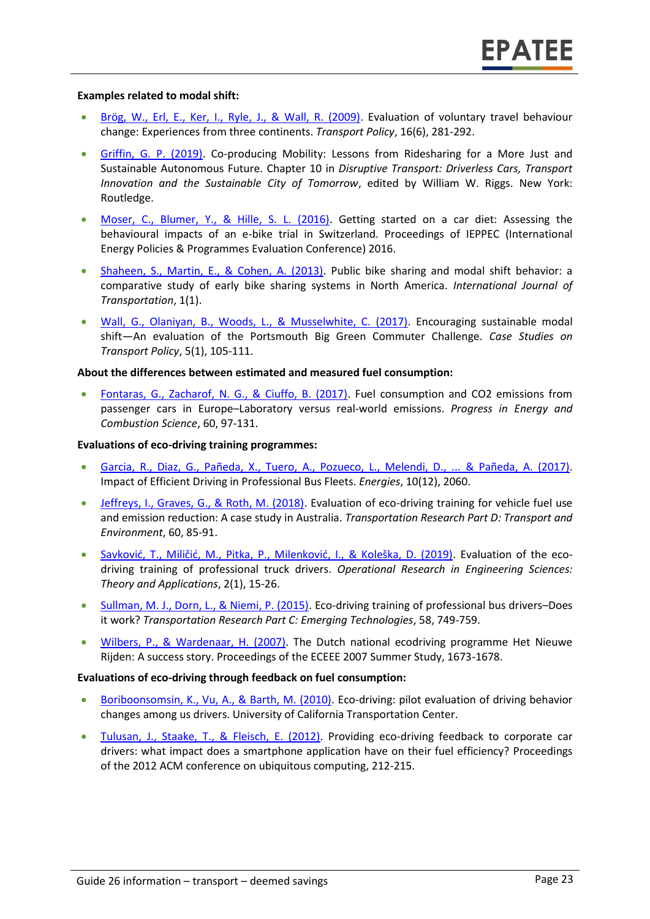**Examples related to modal shift:**

- Brög, W., Erl, E., Ker, I., Ryle, J., & Wall, R. (2009). Evaluation of voluntary travel behaviour change: Experiences from three continents. *Transport Policy*, 16(6), 281-292.
- Griffin, G. P. (2019). Co-producing Mobility: Lessons from Ridesharing for a More Just and Sustainable Autonomous Future. Chapter 10 in *Disruptive Transport: Driverless Cars, Transport Innovation and the Sustainable City of Tomorrow*, edited by William W. Riggs. New York: Routledge.
- Moser, C., Blumer, Y., & Hille, S. L. (2016). Getting started on a car diet: Assessing the behavioural impacts of an e-bike trial in Switzerland. Proceedings of IEPPEC (International Energy Policies & Programmes Evaluation Conference) 2016.
- Shaheen, S., Martin, E., & Cohen, A. (2013). Public bike sharing and modal shift behavior: a comparative study of early bike sharing systems in North America. *International Journal of Transportation*, 1(1).
- Wall, G., Olaniyan, B., Woods, L., & Musselwhite, C. (2017). Encouraging sustainable modal shift—An evaluation of the Portsmouth Big Green Commuter Challenge. *Case Studies on Transport Policy*, 5(1), 105-111.

**About the differences between estimated and measured fuel consumption:**

- Fontaras, G., Zacharof, N. G., & Ciuffo, B. (2017). Fuel consumption and CO2 emissions from passenger cars in Europe–Laboratory versus real-world emissions. *Progress in Energy and Combustion Science*, 60, 97-131.

**Evaluations of eco-driving training programmes:**

- Garcia, R., Diaz, G., Pañeda, X., Tuero, A., Pozueco, L., Melendi, D., ... & Pañeda, A. (2017). Impact of Efficient Driving in Professional Bus Fleets. *Energies*, 10(12), 2060.
- Jeffreys, I., Graves, G., & Roth, M. (2018). Evaluation of eco-driving training for vehicle fuel use and emission reduction: A case study in Australia. *Transportation Research Part D: Transport and Environment*, 60, 85-91.
- Savković, T., Miličić, M., Pitka, P., Milenković, I., & Koleška, D. (2019). Evaluation of the eco-driving training of professional truck drivers. *Operational Research in Engineering Sciences: Theory and Applications*, 2(1), 15-26.
- Sullman, M. J., Dorn, L., & Niemi, P. (2015). Eco-driving training of professional bus drivers–Does it work? *Transportation Research Part C: Emerging Technologies*, 58, 749-759.
- Wilbers, P., & Wardenaar, H. (2007). The Dutch national ecodriving programme Het Nieuwe Rijden: A success story. Proceedings of the ECEEE 2007 Summer Study, 1673-1678.

**Evaluations of eco-driving through feedback on fuel consumption:**

- Boriboonsomsin, K., Vu, A., & Barth, M. (2010). Eco-driving: pilot evaluation of driving behavior changes among us drivers. University of California Transportation Center.
- Tulusan, J., Staake, T., & Fleisch, E. (2012). Providing eco-driving feedback to corporate car drivers: what impact does a smartphone application have on their fuel efficiency? Proceedings of the 2012 ACM conference on ubiquitous computing, 212-215.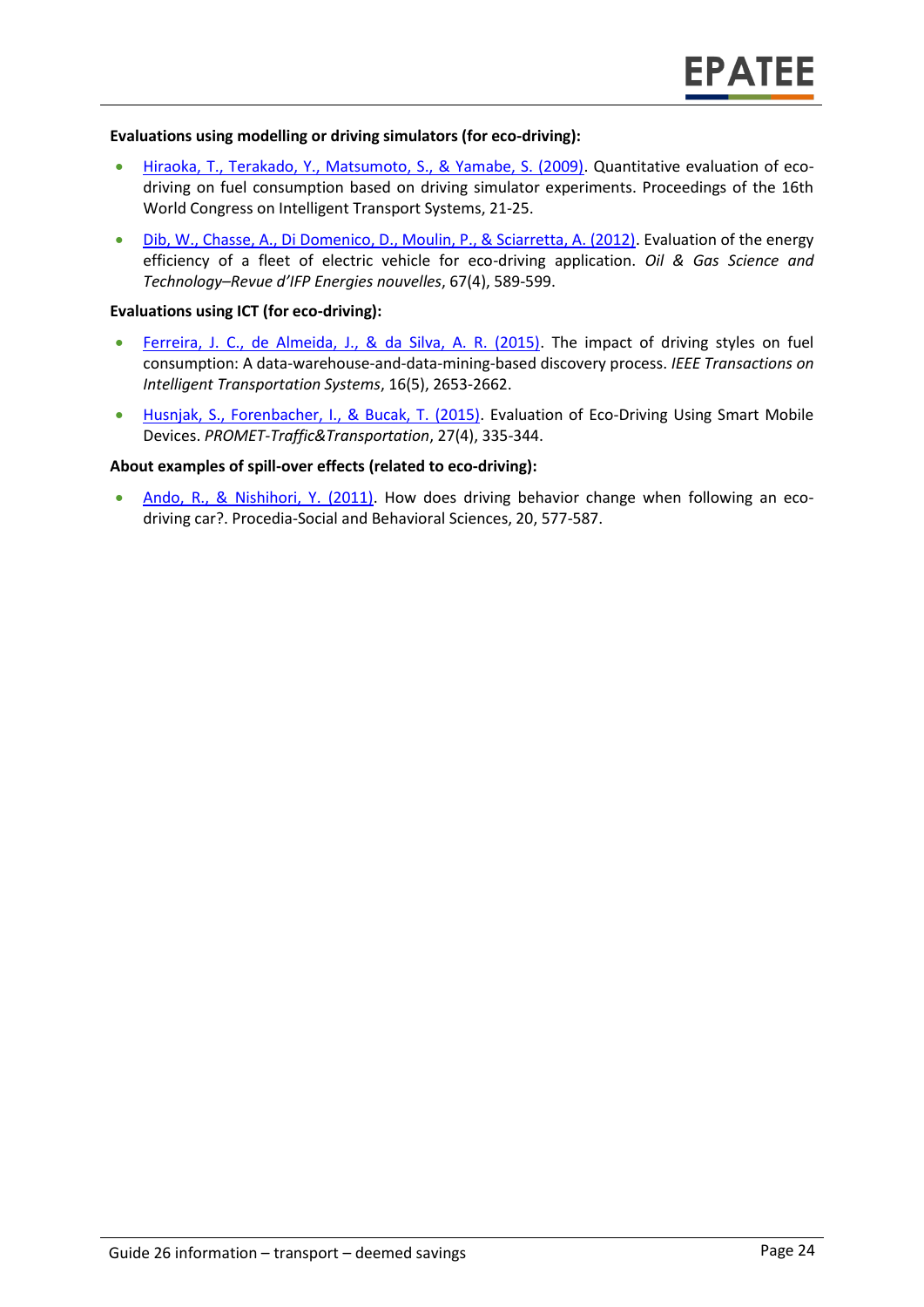**Evaluations using modelling or driving simulators (for eco-driving):**

- Hiraoka, T., Terakado, Y., Matsumoto, S., & Yamabe, S. (2009). Quantitative evaluation of eco-driving on fuel consumption based on driving simulator experiments. Proceedings of the 16th World Congress on Intelligent Transport Systems, 21-25.
- Dib, W., Chasse, A., Di Domenico, D., Moulin, P., & Sciarretta, A. (2012). Evaluation of the energy efficiency of a fleet of electric vehicle for eco-driving application. *Oil & Gas Science and Technology–Revue d'IFP Energies nouvelles*, 67(4), 589-599.

**Evaluations using ICT (for eco-driving):**

- Ferreira, J. C., de Almeida, J., & da Silva, A. R. (2015). The impact of driving styles on fuel consumption: A data-warehouse-and-data-mining-based discovery process. *IEEE Transactions on Intelligent Transportation Systems*, 16(5), 2653-2662.
- Husnjak, S., Forenbacher, I., & Bucak, T. (2015). Evaluation of Eco-Driving Using Smart Mobile Devices. *PROMET-Traffic&Transportation*, 27(4), 335-344.

**About examples of spill-over effects (related to eco-driving):**

- Ando, R., & Nishihori, Y. (2011). How does driving behavior change when following an eco-driving car?. Procedia-Social and Behavioral Sciences, 20, 577-587.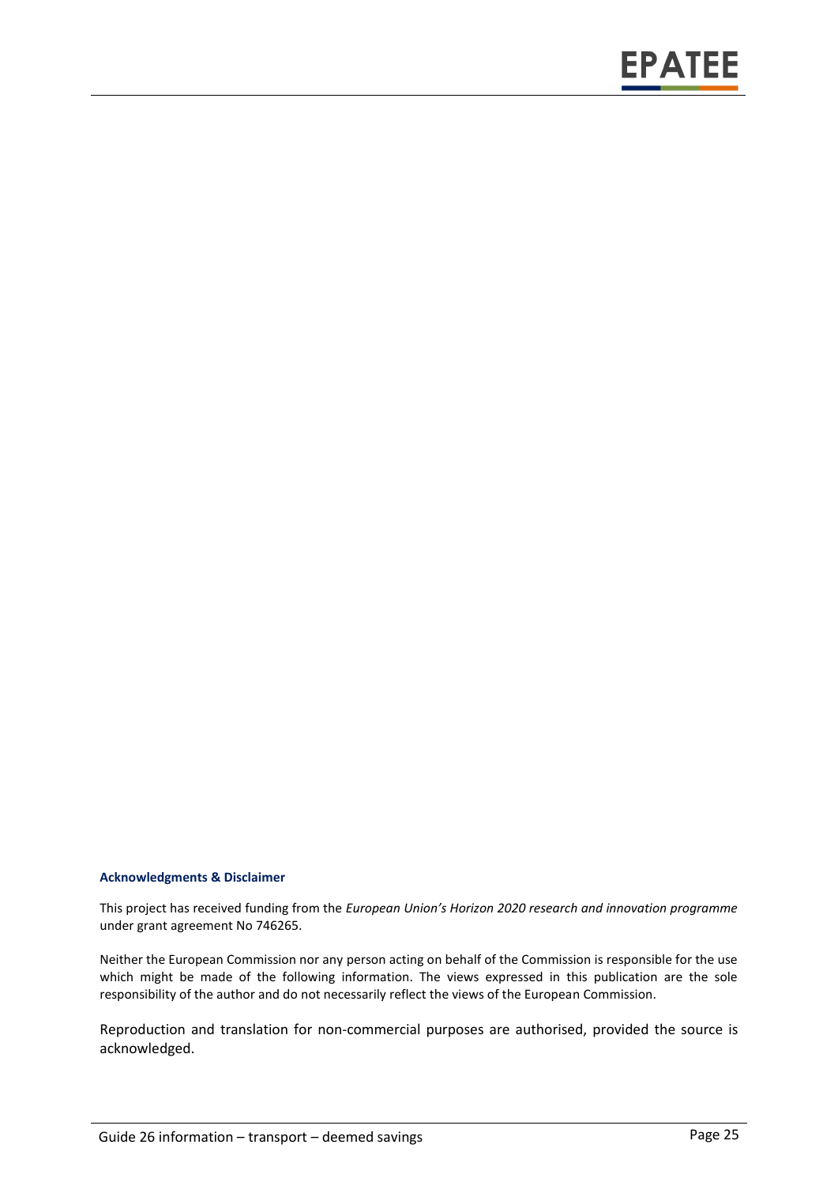**Acknowledgments & Disclaimer**

This project has received funding from the *European Union's Horizon 2020 research and innovation programme* under grant agreement No 746265.

Neither the European Commission nor any person acting on behalf of the Commission is responsible for the use which might be made of the following information. The views expressed in this publication are the sole responsibility of the author and do not necessarily reflect the views of the European Commission.

Reproduction and translation for non-commercial purposes are authorised, provided the source is acknowledged.